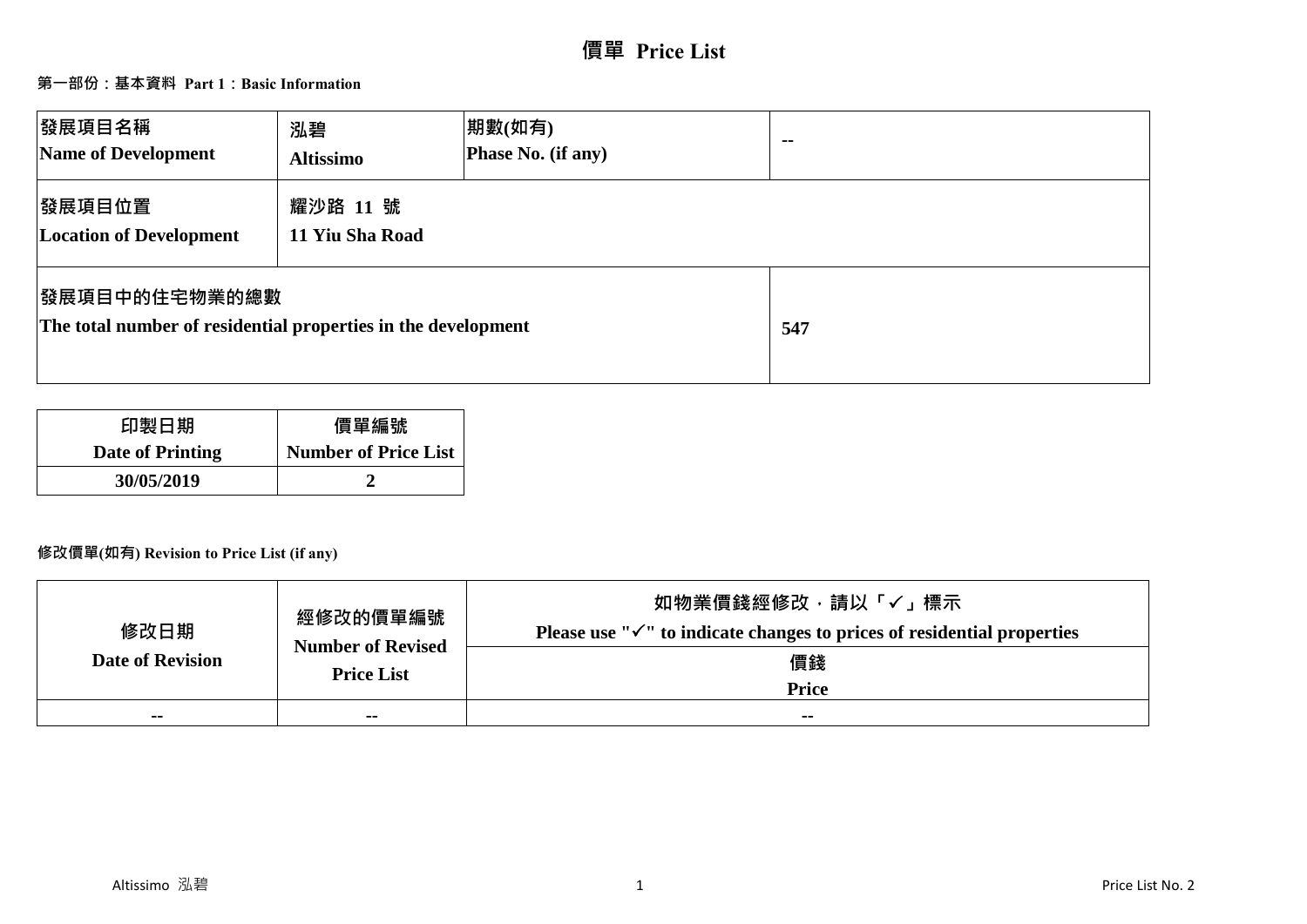# 價單 Price List

## 第一部份：基本資料 Part 1：Basic Information

| 發展項目名稱<br>Name of Development | 泓碧<br>Altissimo | 期數(如有)<br>Phase No. (if any) | -- |
|---|---|---|---|
| 發展項目位置<br>Location of Development | 耀沙路 11 號<br>11 Yiu Sha Road | | |
| 發展項目中的住宅物業的總數<br>The total number of residential properties in the development | | | 547 |

| 印製日期<br>Date of Printing | 價單編號<br>Number of Price List |
|---|---|
| 30/05/2019 | 2 |

**修改價單(如有) Revision to Price List (if any)**

| 修改日期<br>Date of Revision | 經修改的價單編號<br>Number of Revised Price List | 如物業價錢經修改，請以「✓」標示<br>Please use "✓" to indicate changes to prices of residential properties |
|---|---|---|
| | | 價錢<br>Price |
| -- | -- | -- |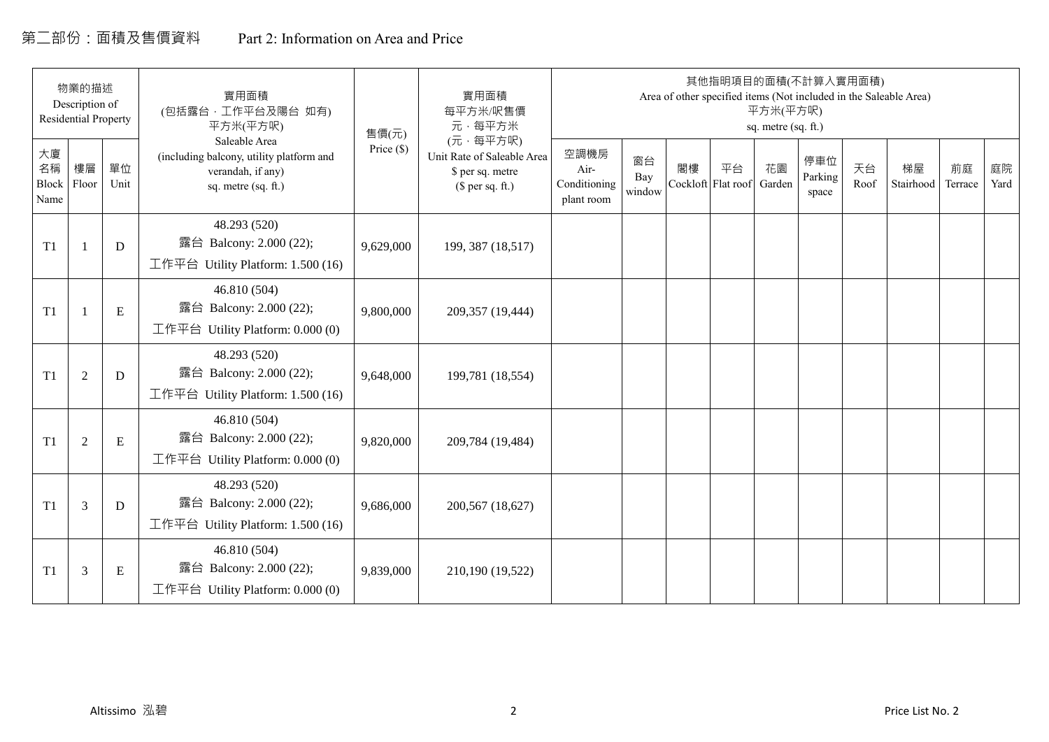# 第二部份：面積及售價資料　Part 2: Information on Area and Price

| 物業的描述 Description of Residential Property | | | 實用面積 (包括露台，工作平台及陽台 如有) 平方米(平方呎) Saleable Area (including balcony, utility platform and verandah, if any) sq. metre (sq. ft.) | 售價(元) Price ($) | 實用面積 每平方米/呎售價 元，每平方米 (元，每平方呎) Unit Rate of Saleable Area $ per sq. metre ($ per sq. ft.) | 其他指明項目的面積(不計算入實用面積) Area of other specified items (Not included in the Saleable Area) 平方米(平方呎) sq. metre (sq. ft.) | | | | | | | | | |
|---|---|---|---|---|---|---|---|---|---|---|---|---|---|---|---|
| 大廈名稱 Block Name | 樓層 Floor | 單位 Unit | | | | 空調機房 Air-Conditioning plant room | 窗台 Bay window | 閣樓 Cockloft | 平台 Flat roof | 花園 Garden | 停車位 Parking space | 天台 Roof | 梯屋 Stairhood | 前庭 Terrace | 庭院 Yard |
| T1 | 1 | D | 48.293 (520) 露台 Balcony: 2.000 (22); 工作平台 Utility Platform: 1.500 (16) | 9,629,000 | 199, 387 (18,517) | | | | | | | | | | |
| T1 | 1 | E | 46.810 (504) 露台 Balcony: 2.000 (22); 工作平台 Utility Platform: 0.000 (0) | 9,800,000 | 209,357 (19,444) | | | | | | | | | | |
| T1 | 2 | D | 48.293 (520) 露台 Balcony: 2.000 (22); 工作平台 Utility Platform: 1.500 (16) | 9,648,000 | 199,781 (18,554) | | | | | | | | | | |
| T1 | 2 | E | 46.810 (504) 露台 Balcony: 2.000 (22); 工作平台 Utility Platform: 0.000 (0) | 9,820,000 | 209,784 (19,484) | | | | | | | | | | |
| T1 | 3 | D | 48.293 (520) 露台 Balcony: 2.000 (22); 工作平台 Utility Platform: 1.500 (16) | 9,686,000 | 200,567 (18,627) | | | | | | | | | | |
| T1 | 3 | E | 46.810 (504) 露台 Balcony: 2.000 (22); 工作平台 Utility Platform: 0.000 (0) | 9,839,000 | 210,190 (19,522) | | | | | | | | | | |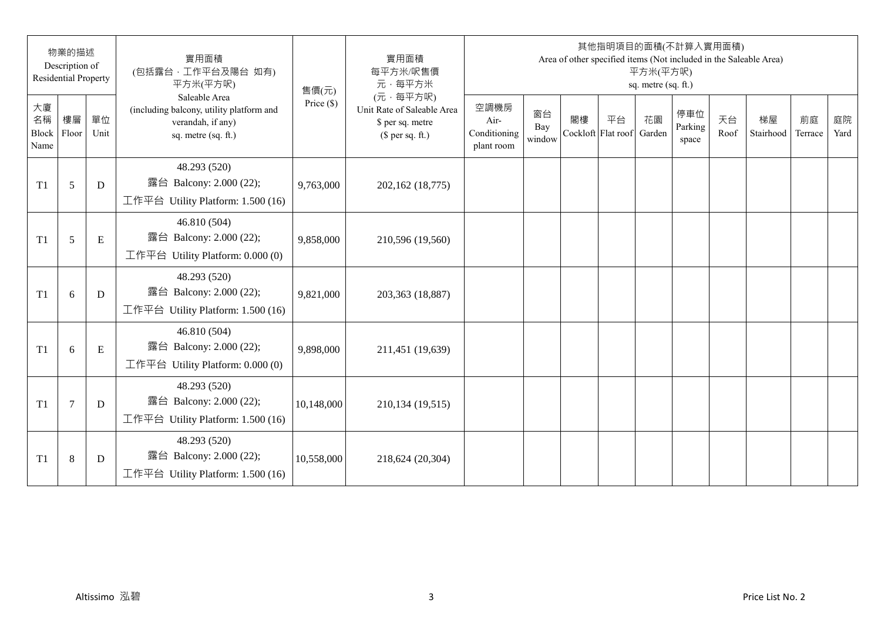| 物業的描述 Description of Residential Property | | | 實用面積 (包括露台，工作平台及陽台 如有) 平方米(平方呎) Saleable Area (including balcony, utility platform and verandah, if any) sq. metre (sq. ft.) | 售價(元) Price ($) | 實用面積 每平方米/呎售價 元，每平方米 (元，每平方呎) Unit Rate of Saleable Area $ per sq. metre ($ per sq. ft.) | 其他指明項目的面積(不計算入實用面積) Area of other specified items (Not included in the Saleable Area) 平方米(平方呎) sq. metre (sq. ft.) | | | | | | | | | |
|---|---|---|---|---|---|---|---|---|---|---|---|---|---|---|---|
| 大廈名稱 Block Name | 樓層 Floor | 單位 Unit | | | | 空調機房 Air-Conditioning plant room | 窗台 Bay window | 閣樓 Cockloft | 平台 Flat roof | 花園 Garden | 停車位 Parking space | 天台 Roof | 梯屋 Stairhood | 前庭 Terrace | 庭院 Yard |
| T1 | 5 | D | 48.293 (520) 露台 Balcony: 2.000 (22); 工作平台 Utility Platform: 1.500 (16) | 9,763,000 | 202,162 (18,775) | | | | | | | | | | |
| T1 | 5 | E | 46.810 (504) 露台 Balcony: 2.000 (22); 工作平台 Utility Platform: 0.000 (0) | 9,858,000 | 210,596 (19,560) | | | | | | | | | | |
| T1 | 6 | D | 48.293 (520) 露台 Balcony: 2.000 (22); 工作平台 Utility Platform: 1.500 (16) | 9,821,000 | 203,363 (18,887) | | | | | | | | | | |
| T1 | 6 | E | 46.810 (504) 露台 Balcony: 2.000 (22); 工作平台 Utility Platform: 0.000 (0) | 9,898,000 | 211,451 (19,639) | | | | | | | | | | |
| T1 | 7 | D | 48.293 (520) 露台 Balcony: 2.000 (22); 工作平台 Utility Platform: 1.500 (16) | 10,148,000 | 210,134 (19,515) | | | | | | | | | | |
| T1 | 8 | D | 48.293 (520) 露台 Balcony: 2.000 (22); 工作平台 Utility Platform: 1.500 (16) | 10,558,000 | 218,624 (20,304) | | | | | | | | | | |

Altissimo 泓碧

Price List No. 2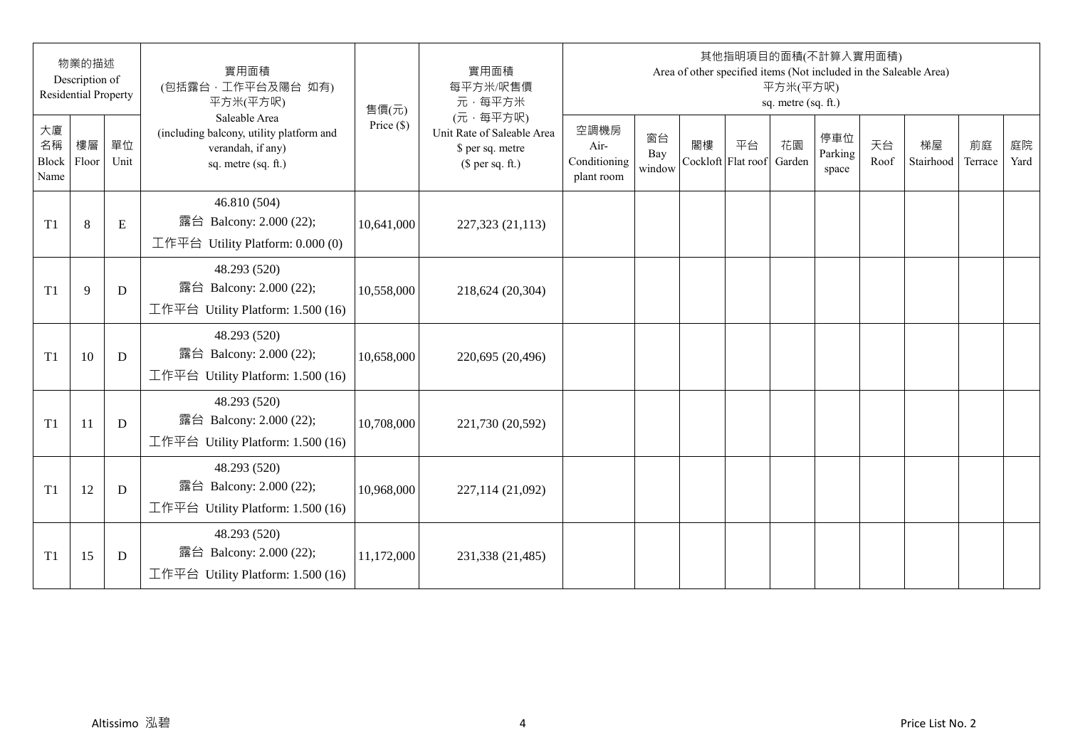| 物業的描述 Description of Residential Property | | | 實用面積 (包括露台，工作平台及陽台 如有) 平方米(平方呎) Saleable Area (including balcony, utility platform and verandah, if any) sq. metre (sq. ft.) | 售價(元) Price ($) | 實用面積 每平方米/呎售價 元，每平方米 (元，每平方呎) Unit Rate of Saleable Area $ per sq. metre ($ per sq. ft.) | 其他指明項目的面積(不計算入實用面積) Area of other specified items (Not included in the Saleable Area) 平方米(平方呎) sq. metre (sq. ft.) | | | | | | | | | |
|---|---|---|---|---|---|---|---|---|---|---|---|---|---|---|---|
| 大廈名稱 Block Name | 樓層 Floor | 單位 Unit | | | | 空調機房 Air-Conditioning plant room | 窗台 Bay window | 閣樓 Cockloft | 平台 Flat roof | 花園 Garden | 停車位 Parking space | 天台 Roof | 梯屋 Stairhood | 前庭 Terrace | 庭院 Yard |
| T1 | 8 | E | 46.810 (504) 露台 Balcony: 2.000 (22); 工作平台 Utility Platform: 0.000 (0) | 10,641,000 | 227,323 (21,113) | | | | | | | | | | |
| T1 | 9 | D | 48.293 (520) 露台 Balcony: 2.000 (22); 工作平台 Utility Platform: 1.500 (16) | 10,558,000 | 218,624 (20,304) | | | | | | | | | | |
| T1 | 10 | D | 48.293 (520) 露台 Balcony: 2.000 (22); 工作平台 Utility Platform: 1.500 (16) | 10,658,000 | 220,695 (20,496) | | | | | | | | | | |
| T1 | 11 | D | 48.293 (520) 露台 Balcony: 2.000 (22); 工作平台 Utility Platform: 1.500 (16) | 10,708,000 | 221,730 (20,592) | | | | | | | | | | |
| T1 | 12 | D | 48.293 (520) 露台 Balcony: 2.000 (22); 工作平台 Utility Platform: 1.500 (16) | 10,968,000 | 227,114 (21,092) | | | | | | | | | | |
| T1 | 15 | D | 48.293 (520) 露台 Balcony: 2.000 (22); 工作平台 Utility Platform: 1.500 (16) | 11,172,000 | 231,338 (21,485) | | | | | | | | | | |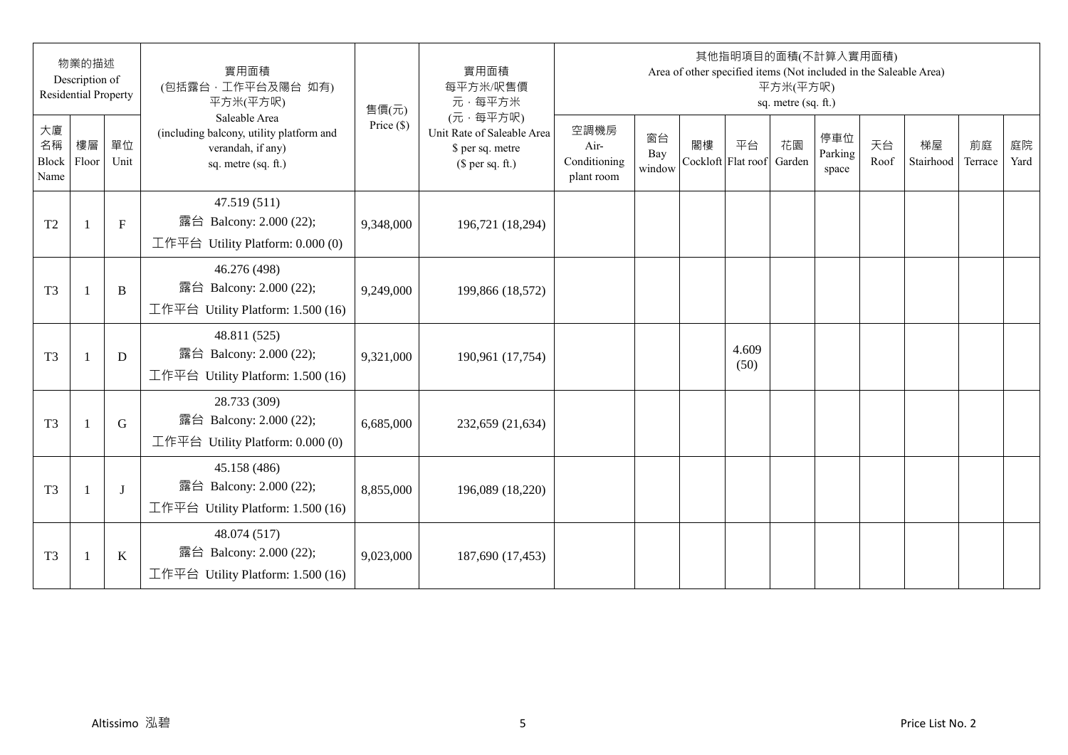| 物業的描述 Description of Residential Property | | | 實用面積 (包括露台．工作平台及陽台 如有) 平方米(平方呎) Saleable Area (including balcony, utility platform and verandah, if any) sq. metre (sq. ft.) | 售價(元) Price ($) | 實用面積 每平方米/呎售價 元．每平方米 (元．每平方呎) Unit Rate of Saleable Area $ per sq. metre ($ per sq. ft.) | 其他指明項目的面積(不計算入實用面積) Area of other specified items (Not included in the Saleable Area) 平方米(平方呎) sq. metre (sq. ft.) | | | | | | | | | |
|---|---|---|---|---|---|---|---|---|---|---|---|---|---|---|---|
| 大廈名稱 Block Name | 樓層 Floor | 單位 Unit | | | | 空調機房 Air-Conditioning plant room | 窗台 Bay window | 閣樓 Cockloft | 平台 Flat roof | 花園 Garden | 停車位 Parking space | 天台 Roof | 梯屋 Stairhood | 前庭 Terrace | 庭院 Yard |
| T2 | 1 | F | 47.519 (511) 露台 Balcony: 2.000 (22); 工作平台 Utility Platform: 0.000 (0) | 9,348,000 | 196,721 (18,294) | | | | | | | | | | |
| T3 | 1 | B | 46.276 (498) 露台 Balcony: 2.000 (22); 工作平台 Utility Platform: 1.500 (16) | 9,249,000 | 199,866 (18,572) | | | | | | | | | | |
| T3 | 1 | D | 48.811 (525) 露台 Balcony: 2.000 (22); 工作平台 Utility Platform: 1.500 (16) | 9,321,000 | 190,961 (17,754) | | | | 4.609 (50) | | | | | | |
| T3 | 1 | G | 28.733 (309) 露台 Balcony: 2.000 (22); 工作平台 Utility Platform: 0.000 (0) | 6,685,000 | 232,659 (21,634) | | | | | | | | | | |
| T3 | 1 | J | 45.158 (486) 露台 Balcony: 2.000 (22); 工作平台 Utility Platform: 1.500 (16) | 8,855,000 | 196,089 (18,220) | | | | | | | | | | |
| T3 | 1 | K | 48.074 (517) 露台 Balcony: 2.000 (22); 工作平台 Utility Platform: 1.500 (16) | 9,023,000 | 187,690 (17,453) | | | | | | | | | | |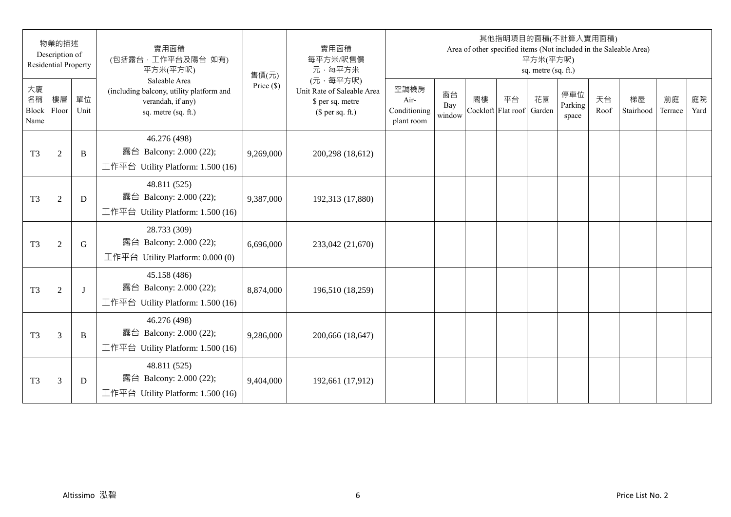| 物業的描述 Description of Residential Property | | | 實用面積 (包括露台，工作平台及陽台 如有) 平方米(平方呎) Saleable Area (including balcony, utility platform and verandah, if any) sq. metre (sq. ft.) | 售價(元) Price ($) | 實用面積 每平方米/呎售價 元，每平方米 (元，每平方呎) Unit Rate of Saleable Area $ per sq. metre ($ per sq. ft.) | 其他指明項目的面積(不計算入實用面積) Area of other specified items (Not included in the Saleable Area) 平方米(平方呎) sq. metre (sq. ft.) | | | | | | | | | |
|---|---|---|---|---|---|---|---|---|---|---|---|---|---|---|---|
| 大廈名稱 Block Name | 樓層 Floor | 單位 Unit | | | | 空調機房 Air-Conditioning plant room | 窗台 Bay window | 閣樓 Cockloft | 平台 Flat roof | 花園 Garden | 停車位 Parking space | 天台 Roof | 梯屋 Stairhood | 前庭 Terrace | 庭院 Yard |
| T3 | 2 | B | 46.276 (498) 露台 Balcony: 2.000 (22); 工作平台 Utility Platform: 1.500 (16) | 9,269,000 | 200,298 (18,612) | | | | | | | | | | |
| T3 | 2 | D | 48.811 (525) 露台 Balcony: 2.000 (22); 工作平台 Utility Platform: 1.500 (16) | 9,387,000 | 192,313 (17,880) | | | | | | | | | | |
| T3 | 2 | G | 28.733 (309) 露台 Balcony: 2.000 (22); 工作平台 Utility Platform: 0.000 (0) | 6,696,000 | 233,042 (21,670) | | | | | | | | | | |
| T3 | 2 | J | 45.158 (486) 露台 Balcony: 2.000 (22); 工作平台 Utility Platform: 1.500 (16) | 8,874,000 | 196,510 (18,259) | | | | | | | | | | |
| T3 | 3 | B | 46.276 (498) 露台 Balcony: 2.000 (22); 工作平台 Utility Platform: 1.500 (16) | 9,286,000 | 200,666 (18,647) | | | | | | | | | | |
| T3 | 3 | D | 48.811 (525) 露台 Balcony: 2.000 (22); 工作平台 Utility Platform: 1.500 (16) | 9,404,000 | 192,661 (17,912) | | | | | | | | | | |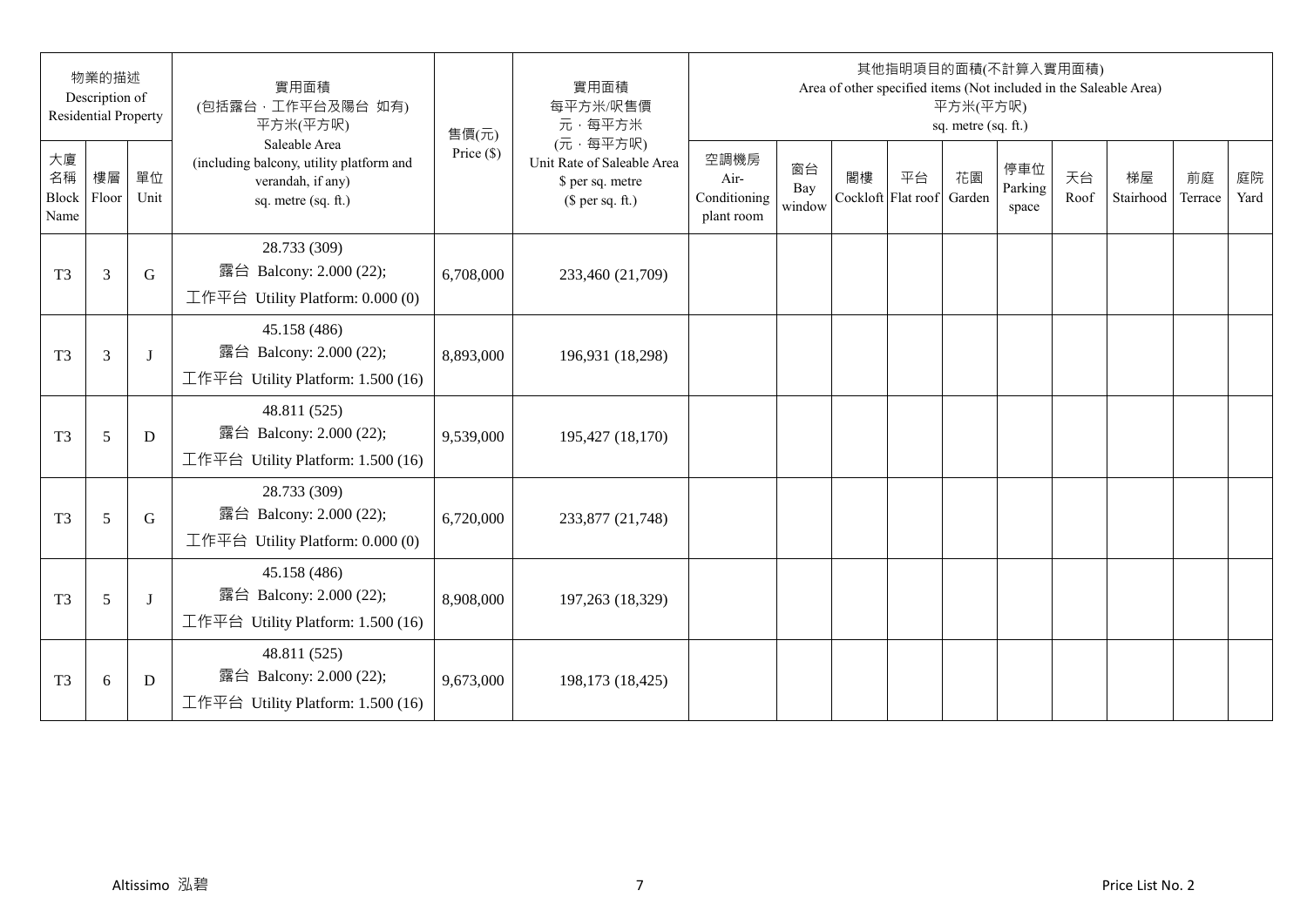| 物業的描述 Description of Residential Property | | | 實用面積 (包括露台，工作平台及陽台 如有) 平方米(平方呎) Saleable Area (including balcony, utility platform and verandah, if any) sq. metre (sq. ft.) | 售價(元) Price ($) | 實用面積 每平方米/呎售價 元，每平方米 (元，每平方呎) Unit Rate of Saleable Area $ per sq. metre ($ per sq. ft.) | 其他指明項目的面積(不計算入實用面積) Area of other specified items (Not included in the Saleable Area) 平方米(平方呎) sq. metre (sq. ft.) | | | | | | | | | |
|---|---|---|---|---|---|---|---|---|---|---|---|---|---|---|---|
| 大廈名稱 Block Name | 樓層 Floor | 單位 Unit | | | | 空調機房 Air-Conditioning plant room | 窗台 Bay window | 閣樓 Cockloft | 平台 Flat roof | 花園 Garden | 停車位 Parking space | 天台 Roof | 梯屋 Stairhood | 前庭 Terrace | 庭院 Yard |
| T3 | 3 | G | 28.733 (309) 露台 Balcony: 2.000 (22); 工作平台 Utility Platform: 0.000 (0) | 6,708,000 | 233,460 (21,709) | | | | | | | | | | |
| T3 | 3 | J | 45.158 (486) 露台 Balcony: 2.000 (22); 工作平台 Utility Platform: 1.500 (16) | 8,893,000 | 196,931 (18,298) | | | | | | | | | | |
| T3 | 5 | D | 48.811 (525) 露台 Balcony: 2.000 (22); 工作平台 Utility Platform: 1.500 (16) | 9,539,000 | 195,427 (18,170) | | | | | | | | | | |
| T3 | 5 | G | 28.733 (309) 露台 Balcony: 2.000 (22); 工作平台 Utility Platform: 0.000 (0) | 6,720,000 | 233,877 (21,748) | | | | | | | | | | |
| T3 | 5 | J | 45.158 (486) 露台 Balcony: 2.000 (22); 工作平台 Utility Platform: 1.500 (16) | 8,908,000 | 197,263 (18,329) | | | | | | | | | | |
| T3 | 6 | D | 48.811 (525) 露台 Balcony: 2.000 (22); 工作平台 Utility Platform: 1.500 (16) | 9,673,000 | 198,173 (18,425) | | | | | | | | | | |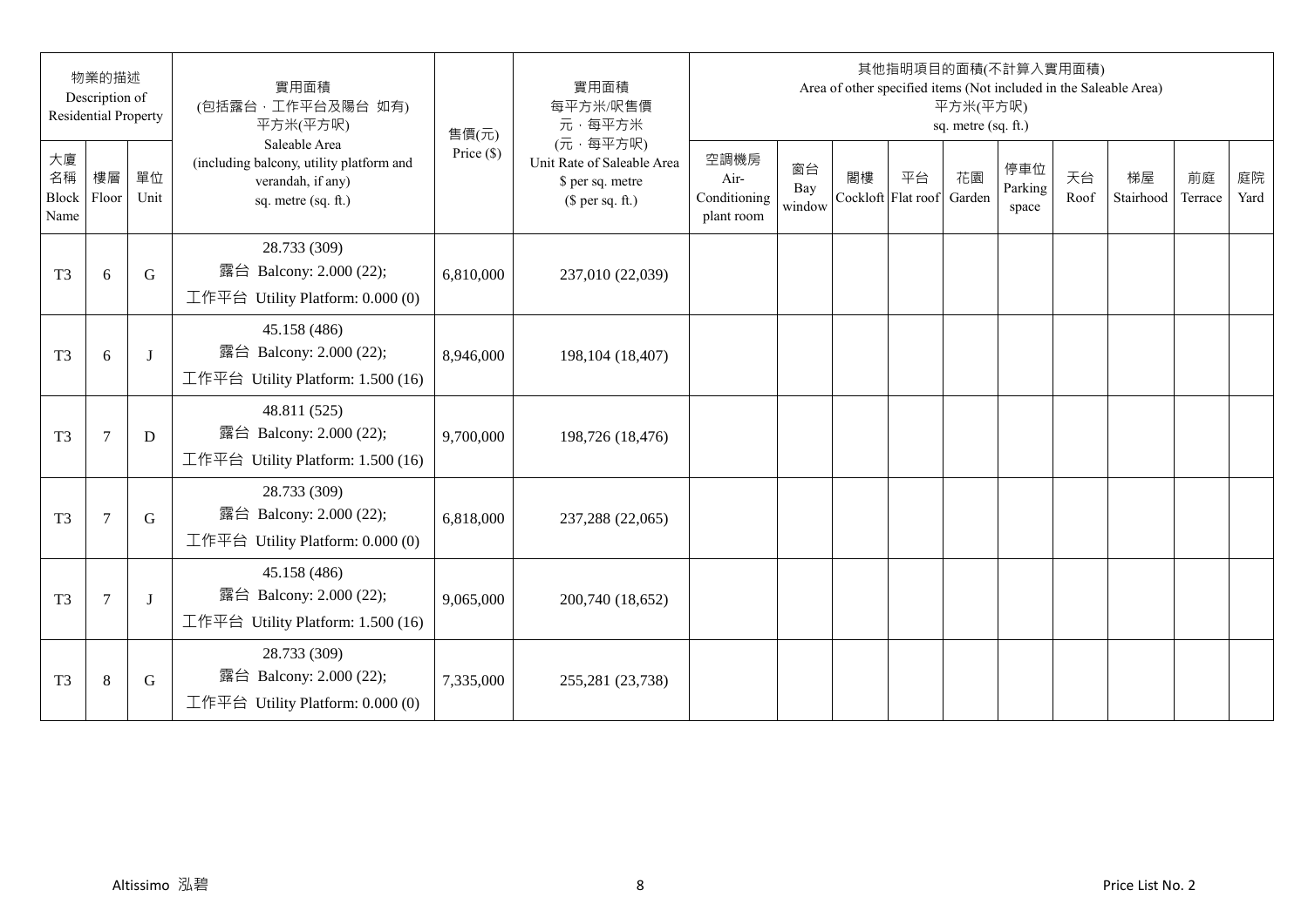| 物業的描述 Description of Residential Property | | | 實用面積 (包括露台，工作平台及陽台 如有) 平方米(平方呎) Saleable Area (including balcony, utility platform and verandah, if any) sq. metre (sq. ft.) | 售價(元) Price ($) | 實用面積 每平方米/呎售價 元，每平方米 (元，每平方呎) Unit Rate of Saleable Area $ per sq. metre ($ per sq. ft.) | 其他指明項目的面積(不計算入實用面積) Area of other specified items (Not included in the Saleable Area) 平方米(平方呎) sq. metre (sq. ft.) | | | | | | | | | |
|---|---|---|---|---|---|---|---|---|---|---|---|---|---|---|---|
| 大廈名稱 Block Name | 樓層 Floor | 單位 Unit | | | | 空調機房 Air-Conditioning plant room | 窗台 Bay window | 閣樓 Cockloft | 平台 Flat roof | 花園 Garden | 停車位 Parking space | 天台 Roof | 梯屋 Stairhood | 前庭 Terrace | 庭院 Yard |
| T3 | 6 | G | 28.733 (309) 露台 Balcony: 2.000 (22); 工作平台 Utility Platform: 0.000 (0) | 6,810,000 | 237,010 (22,039) | | | | | | | | | | |
| T3 | 6 | J | 45.158 (486) 露台 Balcony: 2.000 (22); 工作平台 Utility Platform: 1.500 (16) | 8,946,000 | 198,104 (18,407) | | | | | | | | | | |
| T3 | 7 | D | 48.811 (525) 露台 Balcony: 2.000 (22); 工作平台 Utility Platform: 1.500 (16) | 9,700,000 | 198,726 (18,476) | | | | | | | | | | |
| T3 | 7 | G | 28.733 (309) 露台 Balcony: 2.000 (22); 工作平台 Utility Platform: 0.000 (0) | 6,818,000 | 237,288 (22,065) | | | | | | | | | | |
| T3 | 7 | J | 45.158 (486) 露台 Balcony: 2.000 (22); 工作平台 Utility Platform: 1.500 (16) | 9,065,000 | 200,740 (18,652) | | | | | | | | | | |
| T3 | 8 | G | 28.733 (309) 露台 Balcony: 2.000 (22); 工作平台 Utility Platform: 0.000 (0) | 7,335,000 | 255,281 (23,738) | | | | | | | | | | |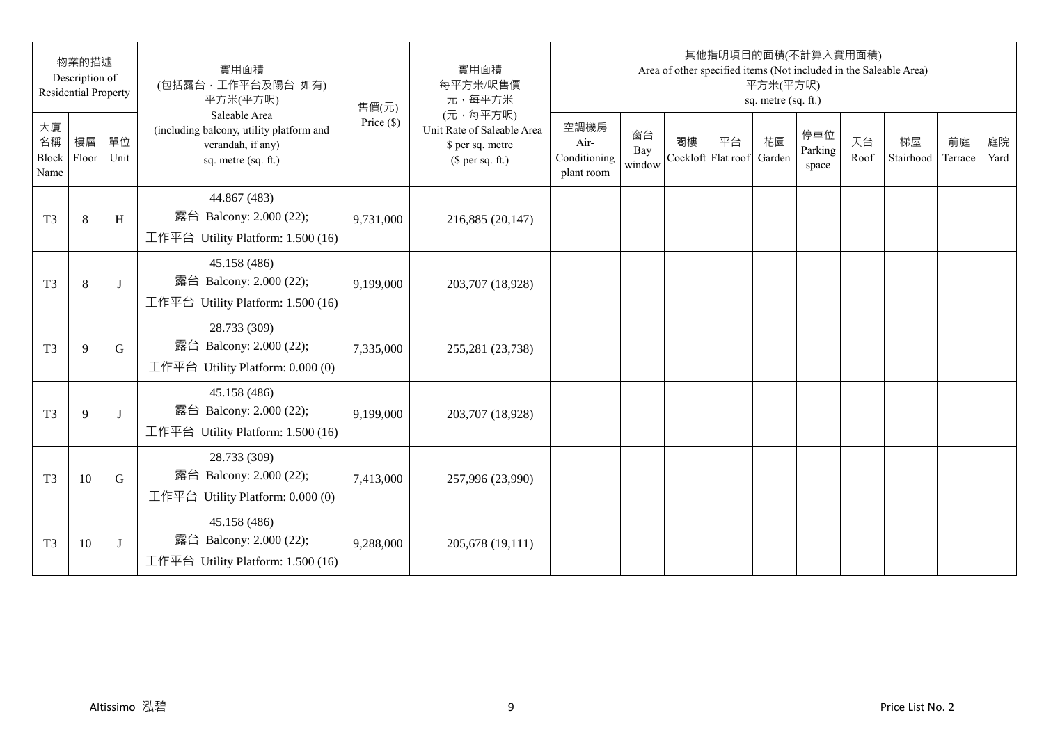| 物業的描述 Description of Residential Property | | | 實用面積 (包括露台，工作平台及陽台 如有) 平方米(平方呎) Saleable Area (including balcony, utility platform and verandah, if any) sq. metre (sq. ft.) | 售價(元) Price ($) | 實用面積 每平方米/呎售價 元，每平方米 (元，每平方呎) Unit Rate of Saleable Area $ per sq. metre ($ per sq. ft.) | 其他指明項目的面積(不計算入實用面積) Area of other specified items (Not included in the Saleable Area) 平方米(平方呎) sq. metre (sq. ft.) | | | | | | | | | |
|---|---|---|---|---|---|---|---|---|---|---|---|---|---|---|---|
| 大廈名稱 Block Name | 樓層 Floor | 單位 Unit | | | | 空調機房 Air-Conditioning plant room | 窗台 Bay window | 閣樓 Cockloft | 平台 Flat roof | 花園 Garden | 停車位 Parking space | 天台 Roof | 梯屋 Stairhood | 前庭 Terrace | 庭院 Yard |
| T3 | 8 | H | 44.867 (483) 露台 Balcony: 2.000 (22); 工作平台 Utility Platform: 1.500 (16) | 9,731,000 | 216,885 (20,147) | | | | | | | | | | |
| T3 | 8 | J | 45.158 (486) 露台 Balcony: 2.000 (22); 工作平台 Utility Platform: 1.500 (16) | 9,199,000 | 203,707 (18,928) | | | | | | | | | | |
| T3 | 9 | G | 28.733 (309) 露台 Balcony: 2.000 (22); 工作平台 Utility Platform: 0.000 (0) | 7,335,000 | 255,281 (23,738) | | | | | | | | | | |
| T3 | 9 | J | 45.158 (486) 露台 Balcony: 2.000 (22); 工作平台 Utility Platform: 1.500 (16) | 9,199,000 | 203,707 (18,928) | | | | | | | | | | |
| T3 | 10 | G | 28.733 (309) 露台 Balcony: 2.000 (22); 工作平台 Utility Platform: 0.000 (0) | 7,413,000 | 257,996 (23,990) | | | | | | | | | | |
| T3 | 10 | J | 45.158 (486) 露台 Balcony: 2.000 (22); 工作平台 Utility Platform: 1.500 (16) | 9,288,000 | 205,678 (19,111) | | | | | | | | | | |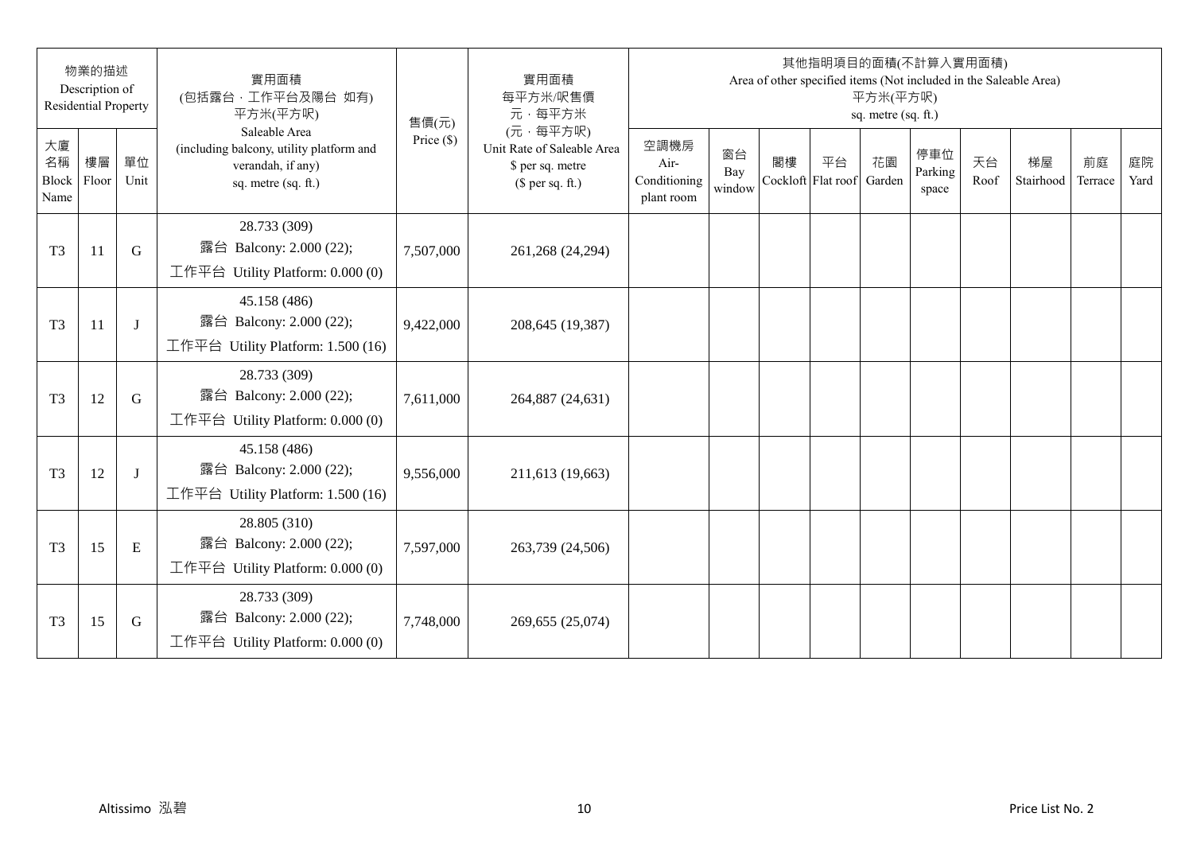| 物業的描述 Description of Residential Property | | | 實用面積 (包括露台，工作平台及陽台 如有) 平方米(平方呎) Saleable Area (including balcony, utility platform and verandah, if any) sq. metre (sq. ft.) | 售價(元) Price ($) | 實用面積 每平方米/呎售價 元，每平方米 (元，每平方呎) Unit Rate of Saleable Area $ per sq. metre ($ per sq. ft.) | 其他指明項目的面積(不計算入實用面積) Area of other specified items (Not included in the Saleable Area) 平方米(平方呎) sq. metre (sq. ft.) | | | | | | | | | |
|---|---|---|---|---|---|---|---|---|---|---|---|---|---|---|---|
| 大廈名稱 Block Name | 樓層 Floor | 單位 Unit | | | | 空調機房 Air-Conditioning plant room | 窗台 Bay window | 閣樓 Cockloft | 平台 Flat roof | 花園 Garden | 停車位 Parking space | 天台 Roof | 梯屋 Stairhood | 前庭 Terrace | 庭院 Yard |
| T3 | 11 | G | 28.733 (309) 露台 Balcony: 2.000 (22); 工作平台 Utility Platform: 0.000 (0) | 7,507,000 | 261,268 (24,294) | | | | | | | | | | |
| T3 | 11 | J | 45.158 (486) 露台 Balcony: 2.000 (22); 工作平台 Utility Platform: 1.500 (16) | 9,422,000 | 208,645 (19,387) | | | | | | | | | | |
| T3 | 12 | G | 28.733 (309) 露台 Balcony: 2.000 (22); 工作平台 Utility Platform: 0.000 (0) | 7,611,000 | 264,887 (24,631) | | | | | | | | | | |
| T3 | 12 | J | 45.158 (486) 露台 Balcony: 2.000 (22); 工作平台 Utility Platform: 1.500 (16) | 9,556,000 | 211,613 (19,663) | | | | | | | | | | |
| T3 | 15 | E | 28.805 (310) 露台 Balcony: 2.000 (22); 工作平台 Utility Platform: 0.000 (0) | 7,597,000 | 263,739 (24,506) | | | | | | | | | | |
| T3 | 15 | G | 28.733 (309) 露台 Balcony: 2.000 (22); 工作平台 Utility Platform: 0.000 (0) | 7,748,000 | 269,655 (25,074) | | | | | | | | | | |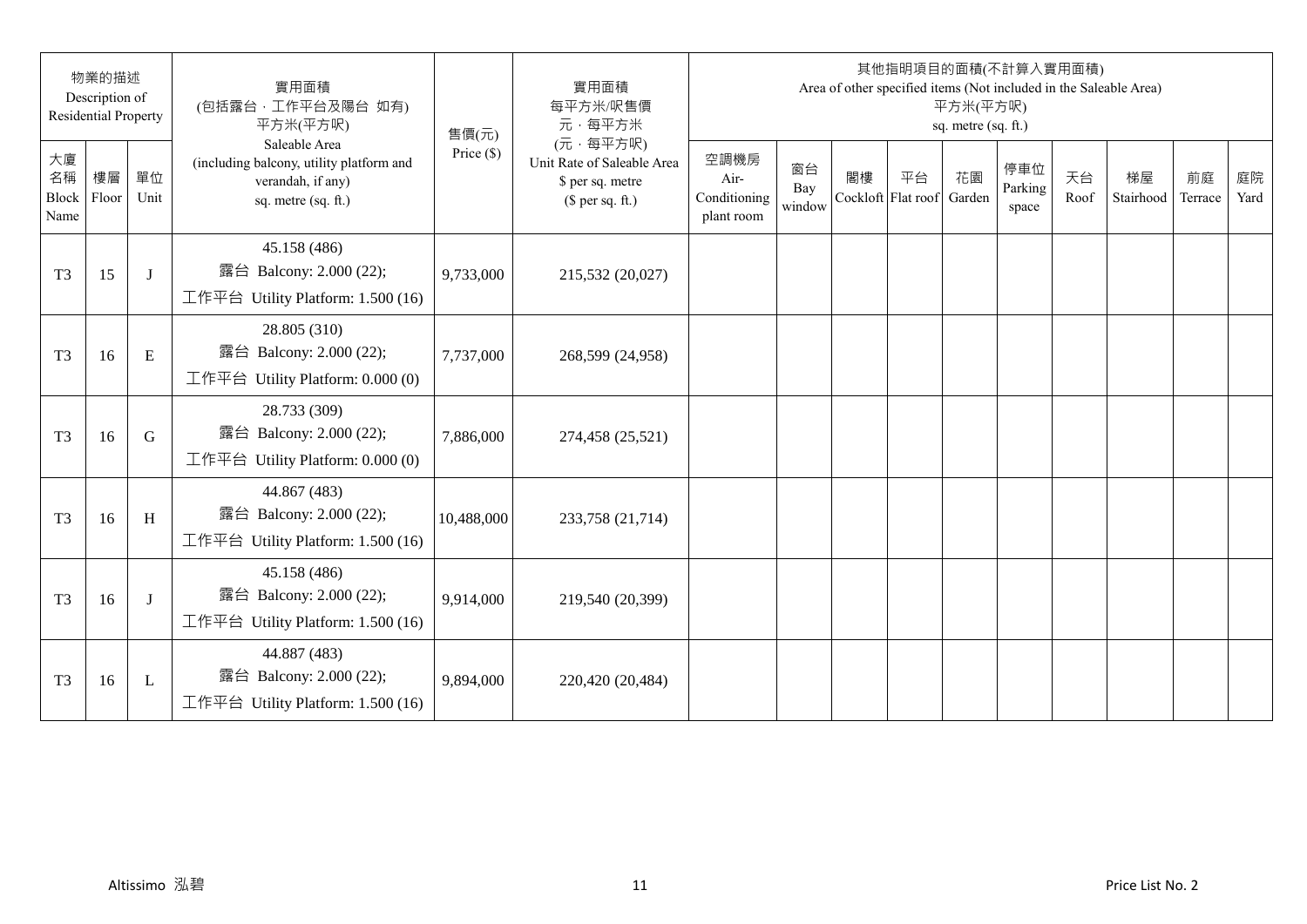| 物業的描述 Description of Residential Property | | | 實用面積 (包括露台，工作平台及陽台 如有) 平方米(平方呎) Saleable Area (including balcony, utility platform and verandah, if any) sq. metre (sq. ft.) | 售價(元) Price ($) | 實用面積 每平方米/呎售價 元，每平方米 (元，每平方呎) Unit Rate of Saleable Area $ per sq. metre ($ per sq. ft.) | 其他指明項目的面積(不計算入實用面積) Area of other specified items (Not included in the Saleable Area) 平方米(平方呎) sq. metre (sq. ft.) | | | | | | | | | |
|---|---|---|---|---|---|---|---|---|---|---|---|---|---|---|---|
| 大廈名稱 Block Name | 樓層 Floor | 單位 Unit | | | | 空調機房 Air-Conditioning plant room | 窗台 Bay window | 閣樓 Cockloft | 平台 Flat roof | 花園 Garden | 停車位 Parking space | 天台 Roof | 梯屋 Stairhood | 前庭 Terrace | 庭院 Yard |
| T3 | 15 | J | 45.158 (486) 露台 Balcony: 2.000 (22); 工作平台 Utility Platform: 1.500 (16) | 9,733,000 | 215,532 (20,027) | | | | | | | | | | |
| T3 | 16 | E | 28.805 (310) 露台 Balcony: 2.000 (22); 工作平台 Utility Platform: 0.000 (0) | 7,737,000 | 268,599 (24,958) | | | | | | | | | | |
| T3 | 16 | G | 28.733 (309) 露台 Balcony: 2.000 (22); 工作平台 Utility Platform: 0.000 (0) | 7,886,000 | 274,458 (25,521) | | | | | | | | | | |
| T3 | 16 | H | 44.867 (483) 露台 Balcony: 2.000 (22); 工作平台 Utility Platform: 1.500 (16) | 10,488,000 | 233,758 (21,714) | | | | | | | | | | |
| T3 | 16 | J | 45.158 (486) 露台 Balcony: 2.000 (22); 工作平台 Utility Platform: 1.500 (16) | 9,914,000 | 219,540 (20,399) | | | | | | | | | | |
| T3 | 16 | L | 44.887 (483) 露台 Balcony: 2.000 (22); 工作平台 Utility Platform: 1.500 (16) | 9,894,000 | 220,420 (20,484) | | | | | | | | | | |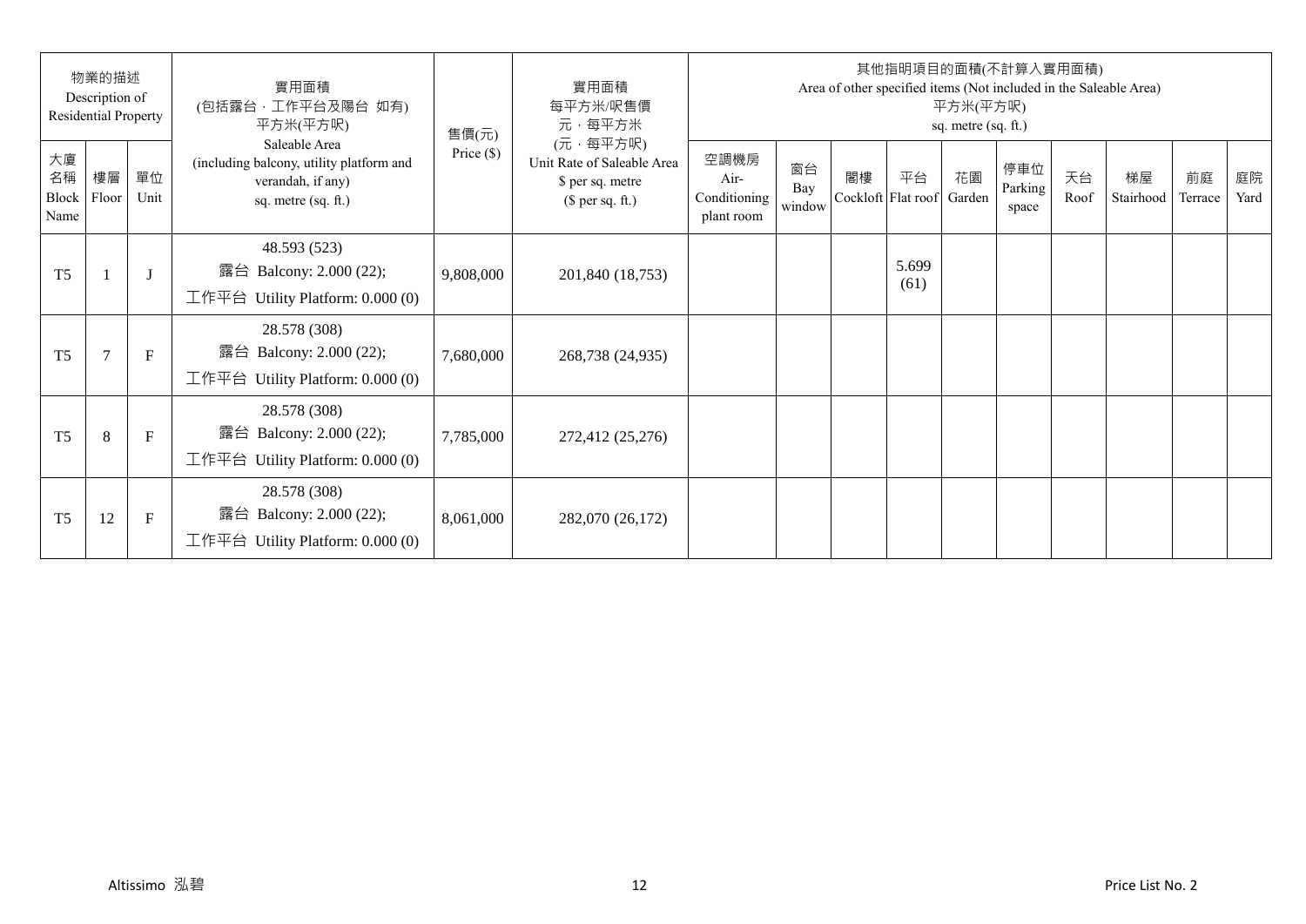| 物業的描述 Description of Residential Property | | | 實用面積 (包括露台，工作平台及陽台 如有) 平方米(平方呎) Saleable Area (including balcony, utility platform and verandah, if any) sq. metre (sq. ft.) | 售價(元) Price ($) | 實用面積 每平方米/呎售價 元，每平方米 (元，每平方呎) Unit Rate of Saleable Area $ per sq. metre ($ per sq. ft.) | 其他指明項目的面積(不計算入實用面積) Area of other specified items (Not included in the Saleable Area) 平方米(平方呎) sq. metre (sq. ft.) | | | | | | | | | |
|---|---|---|---|---|---|---|---|---|---|---|---|---|---|---|---|
| 大廈名稱 Block Name | 樓層 Floor | 單位 Unit | | | | 空調機房 Air-Conditioning plant room | 窗台 Bay window | 閣樓 Cockloft | 平台 Flat roof | 花園 Garden | 停車位 Parking space | 天台 Roof | 梯屋 Stairhood | 前庭 Terrace | 庭院 Yard |
| T5 | 1 | J | 48.593 (523) 露台 Balcony: 2.000 (22); 工作平台 Utility Platform: 0.000 (0) | 9,808,000 | 201,840 (18,753) | | | | 5.699 (61) | | | | | | |
| T5 | 7 | F | 28.578 (308) 露台 Balcony: 2.000 (22); 工作平台 Utility Platform: 0.000 (0) | 7,680,000 | 268,738 (24,935) | | | | | | | | | | |
| T5 | 8 | F | 28.578 (308) 露台 Balcony: 2.000 (22); 工作平台 Utility Platform: 0.000 (0) | 7,785,000 | 272,412 (25,276) | | | | | | | | | | |
| T5 | 12 | F | 28.578 (308) 露台 Balcony: 2.000 (22); 工作平台 Utility Platform: 0.000 (0) | 8,061,000 | 282,070 (26,172) | | | | | | | | | | |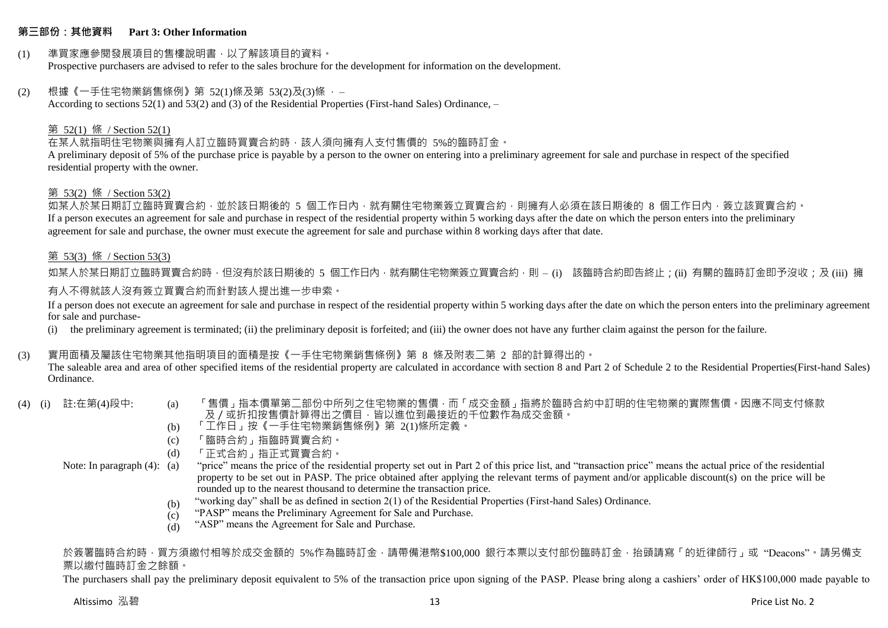## 第三部份：其他資料 Part 3: Other Information

(1) 準買家應參閱發展項目的售樓說明書，以了解該項目的資料。
Prospective purchasers are advised to refer to the sales brochure for the development for information on the development.

(2) 根據《一手住宅物業銷售條例》第 52(1)條及第 53(2)及(3)條 ， –
According to sections 52(1) and 53(2) and (3) of the Residential Properties (First-hand Sales) Ordinance, –

第 52(1) 條 / Section 52(1)

在某人就指明住宅物業與擁有人訂立臨時買賣合約時，該人須向擁有人支付售價的 5%的臨時訂金。
A preliminary deposit of 5% of the purchase price is payable by a person to the owner on entering into a preliminary agreement for sale and purchase in respect of the specified residential property with the owner.

第 53(2) 條 / Section 53(2)

如某人於某日期訂立臨時買賣合約，並於該日期後的 5 個工作日內，就有關住宅物業簽立買賣合約，則擁有人必須在該日期後的 8 個工作日內，簽立該買賣合約。
If a person executes an agreement for sale and purchase in respect of the residential property within 5 working days after the date on which the person enters into the preliminary agreement for sale and purchase, the owner must execute the agreement for sale and purchase within 8 working days after that date.

第 53(3) 條 / Section 53(3)

如某人於某日期訂立臨時買賣合約時，但沒有於該日期後的 5 個工作日內，就有關住宅物業簽立買賣合約，則 – (i) 該臨時合約即告終止；(ii) 有關的臨時訂金即予沒收；及 (iii) 擁有人不得就該人沒有簽立買賣合約而針對該人提出進一步申索。

If a person does not execute an agreement for sale and purchase in respect of the residential property within 5 working days after the date on which the person enters into the preliminary agreement for sale and purchase-

(i) the preliminary agreement is terminated; (ii) the preliminary deposit is forfeited; and (iii) the owner does not have any further claim against the person for the failure.

(3) 實用面積及屬該住宅物業其他指明項目的面積是按《一手住宅物業銷售條例》第 8 條及附表二第 2 部的計算得出的。
The saleable area and area of other specified items of the residential property are calculated in accordance with section 8 and Part 2 of Schedule 2 to the Residential Properties(First-hand Sales) Ordinance.

(4) (i) 註:在第(4)段中:
(a) 「售價」指本價單第二部份中所列之住宅物業的售價，而「成交金額」指將於臨時合約中訂明的住宅物業的實際售價。因應不同支付條款及／或折扣按售價計算得出之價目，皆以進位到最接近的千位數作為成交金額。
(b) 「工作日」按《一手住宅物業銷售條例》第 2(1)條所定義。
(c) 「臨時合約」指臨時買賣合約。
(d) 「正式合約」指正式買賣合約。

Note: In paragraph (4):
(a) "price" means the price of the residential property set out in Part 2 of this price list, and "transaction price" means the actual price of the residential property to be set out in PASP. The price obtained after applying the relevant terms of payment and/or applicable discount(s) on the price will be rounded up to the nearest thousand to determine the transaction price.
(b) "working day" shall be as defined in section 2(1) of the Residential Properties (First-hand Sales) Ordinance.
(c) "PASP" means the Preliminary Agreement for Sale and Purchase.
(d) "ASP" means the Agreement for Sale and Purchase.

於簽署臨時合約時，買方須繳付相等於成交金額的 5%作為臨時訂金，請帶備港幣$100,000 銀行本票以支付部份臨時訂金，抬頭請寫「的近律師行」或 "Deacons"。請另備支票以繳付臨時訂金之餘額。

The purchasers shall pay the preliminary deposit equivalent to 5% of the transaction price upon signing of the PASP. Please bring along a cashiers' order of HK$100,000 made payable to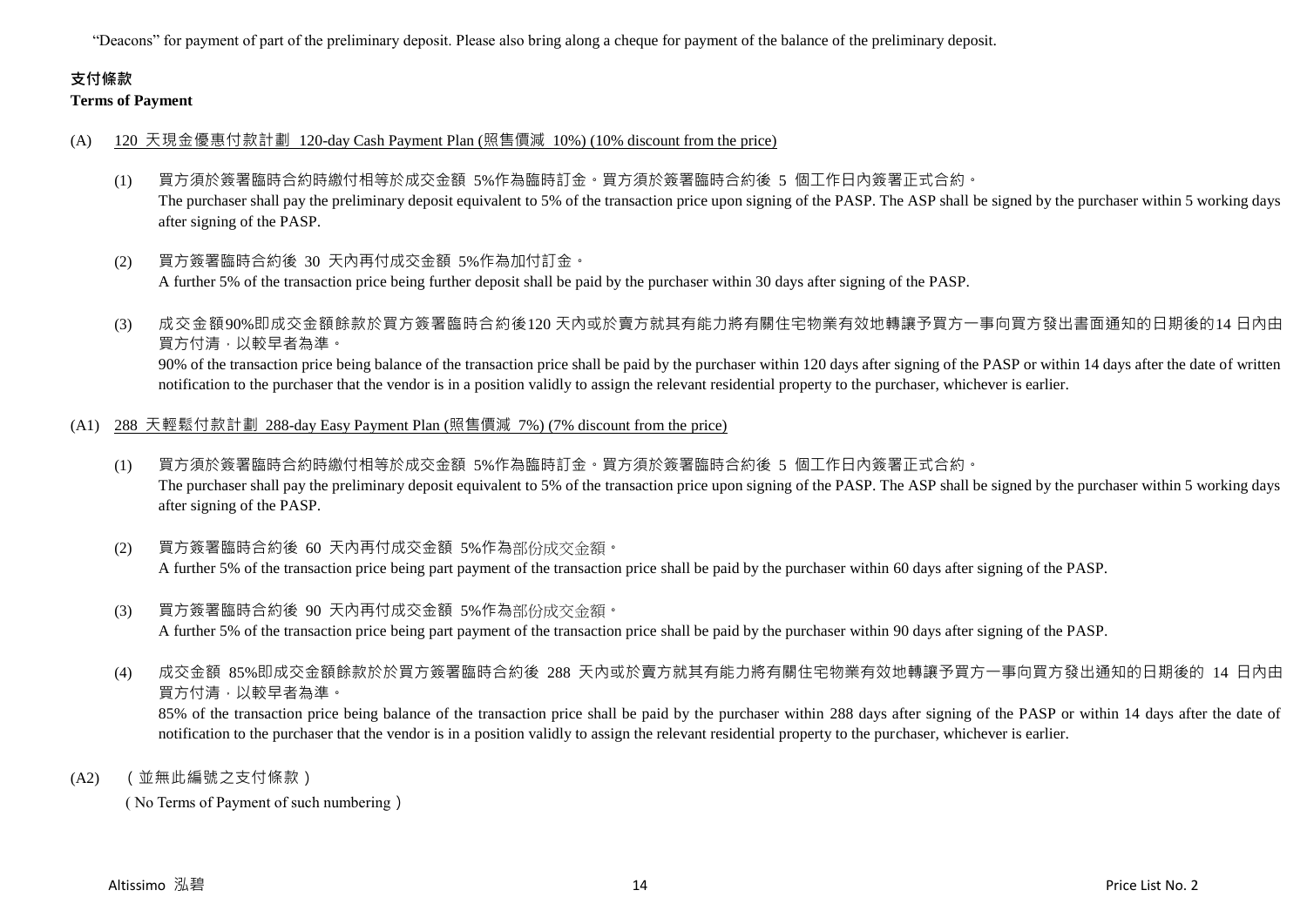"Deacons" for payment of part of the preliminary deposit. Please also bring along a cheque for payment of the balance of the preliminary deposit.

**支付條款**

**Terms of Payment**

(A) 120 天現金優惠付款計劃 120-day Cash Payment Plan (照售價減 10%) (10% discount from the price)

(1) 買方須於簽署臨時合約時繳付相等於成交金額 5%作為臨時訂金。買方須於簽署臨時合約後 5 個工作日內簽署正式合約。
The purchaser shall pay the preliminary deposit equivalent to 5% of the transaction price upon signing of the PASP. The ASP shall be signed by the purchaser within 5 working days after signing of the PASP.

(2) 買方簽署臨時合約後 30 天內再付成交金額 5%作為加付訂金。
A further 5% of the transaction price being further deposit shall be paid by the purchaser within 30 days after signing of the PASP.

(3) 成交金額90%即成交金額餘款於買方簽署臨時合約後120 天內或於賣方就其有能力將有關住宅物業有效地轉讓予買方一事向買方發出書面通知的日期後的14 日內由買方付清，以較早者為準。
90% of the transaction price being balance of the transaction price shall be paid by the purchaser within 120 days after signing of the PASP or within 14 days after the date of written notification to the purchaser that the vendor is in a position validly to assign the relevant residential property to the purchaser, whichever is earlier.

(A1) 288 天輕鬆付款計劃 288-day Easy Payment Plan (照售價減 7%) (7% discount from the price)

(1) 買方須於簽署臨時合約時繳付相等於成交金額 5%作為臨時訂金。買方須於簽署臨時合約後 5 個工作日內簽署正式合約。
The purchaser shall pay the preliminary deposit equivalent to 5% of the transaction price upon signing of the PASP. The ASP shall be signed by the purchaser within 5 working days after signing of the PASP.

(2) 買方簽署臨時合約後 60 天內再付成交金額 5%作為部份成交金額。
A further 5% of the transaction price being part payment of the transaction price shall be paid by the purchaser within 60 days after signing of the PASP.

(3) 買方簽署臨時合約後 90 天內再付成交金額 5%作為部份成交金額。
A further 5% of the transaction price being part payment of the transaction price shall be paid by the purchaser within 90 days after signing of the PASP.

(4) 成交金額 85%即成交金額餘款於於買方簽署臨時合約後 288 天內或於賣方就其有能力將有關住宅物業有效地轉讓予買方一事向買方發出通知的日期後的 14 日內由買方付清，以較早者為準。
85% of the transaction price being balance of the transaction price shall be paid by the purchaser within 288 days after signing of the PASP or within 14 days after the date of notification to the purchaser that the vendor is in a position validly to assign the relevant residential property to the purchaser, whichever is earlier.

(A2) （並無此編號之支付條款）
（No Terms of Payment of such numbering）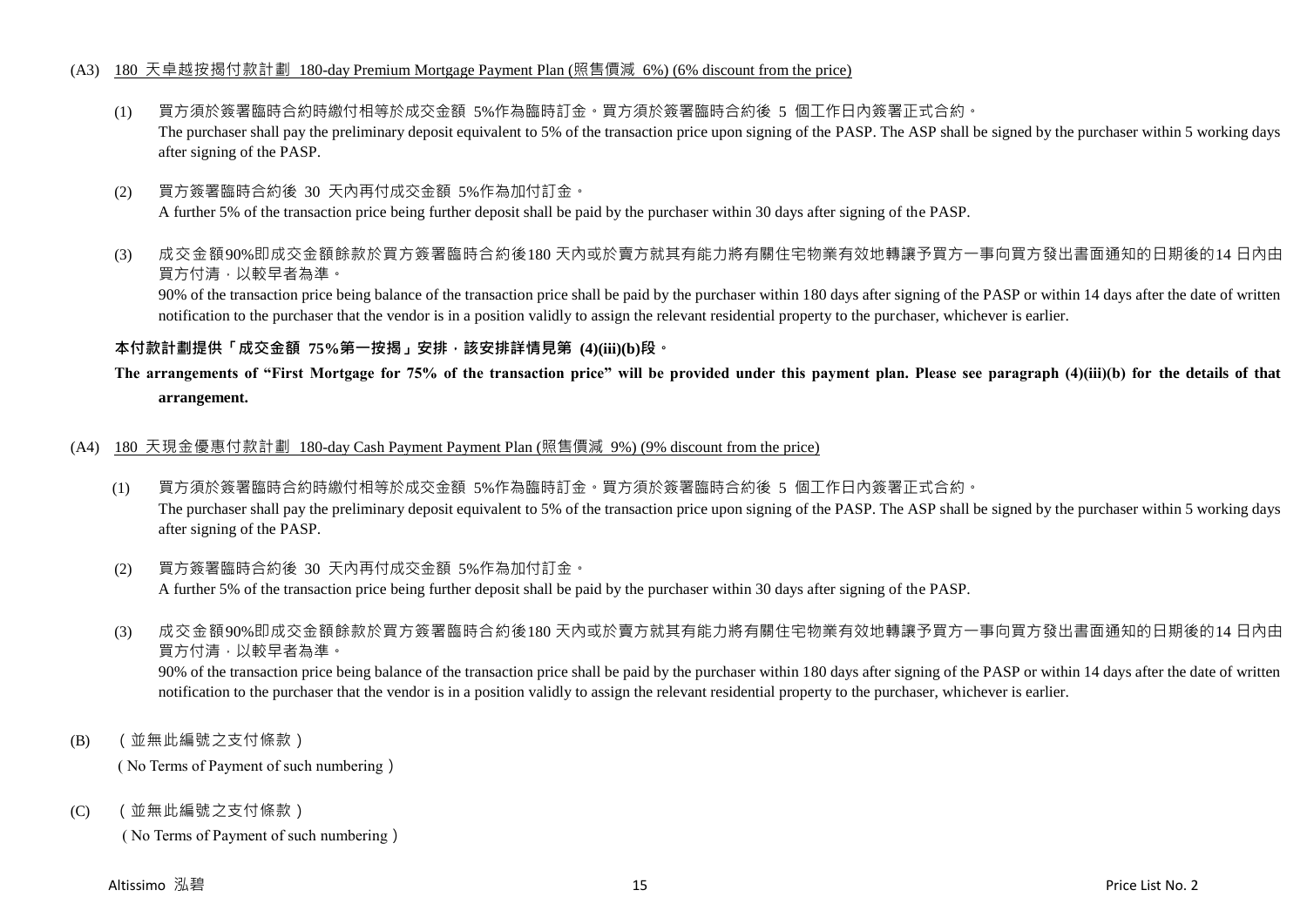(A3) 180 天卓越按揭付款計劃 180-day Premium Mortgage Payment Plan (照售價減 6%) (6% discount from the price)

(1) 買方須於簽署臨時合約時繳付相等於成交金額 5%作為臨時訂金。買方須於簽署臨時合約後 5 個工作日內簽署正式合約。
The purchaser shall pay the preliminary deposit equivalent to 5% of the transaction price upon signing of the PASP. The ASP shall be signed by the purchaser within 5 working days after signing of the PASP.

(2) 買方簽署臨時合約後 30 天內再付成交金額 5%作為加付訂金。
A further 5% of the transaction price being further deposit shall be paid by the purchaser within 30 days after signing of the PASP.

(3) 成交金額90%即成交金額餘款於買方簽署臨時合約後180 天內或於賣方就其有能力將有關住宅物業有效地轉讓予買方一事向買方發出書面通知的日期後的14 日內由買方付清，以較早者為準。
90% of the transaction price being balance of the transaction price shall be paid by the purchaser within 180 days after signing of the PASP or within 14 days after the date of written notification to the purchaser that the vendor is in a position validly to assign the relevant residential property to the purchaser, whichever is earlier.

**本付款計劃提供「成交金額 75%第一按揭」安排，該安排詳情見第 (4)(iii)(b)段。**

**The arrangements of "First Mortgage for 75% of the transaction price" will be provided under this payment plan. Please see paragraph (4)(iii)(b) for the details of that arrangement.**

(A4) 180 天現金優惠付款計劃 180-day Cash Payment Payment Plan (照售價減 9%) (9% discount from the price)

(1) 買方須於簽署臨時合約時繳付相等於成交金額 5%作為臨時訂金。買方須於簽署臨時合約後 5 個工作日內簽署正式合約。
The purchaser shall pay the preliminary deposit equivalent to 5% of the transaction price upon signing of the PASP. The ASP shall be signed by the purchaser within 5 working days after signing of the PASP.

(2) 買方簽署臨時合約後 30 天內再付成交金額 5%作為加付訂金。
A further 5% of the transaction price being further deposit shall be paid by the purchaser within 30 days after signing of the PASP.

(3) 成交金額90%即成交金額餘款於買方簽署臨時合約後180 天內或於賣方就其有能力將有關住宅物業有效地轉讓予買方一事向買方發出書面通知的日期後的14 日內由買方付清，以較早者為準。
90% of the transaction price being balance of the transaction price shall be paid by the purchaser within 180 days after signing of the PASP or within 14 days after the date of written notification to the purchaser that the vendor is in a position validly to assign the relevant residential property to the purchaser, whichever is earlier.

(B) （並無此編號之支付條款）
（No Terms of Payment of such numbering）

(C) （並無此編號之支付條款）
（No Terms of Payment of such numbering）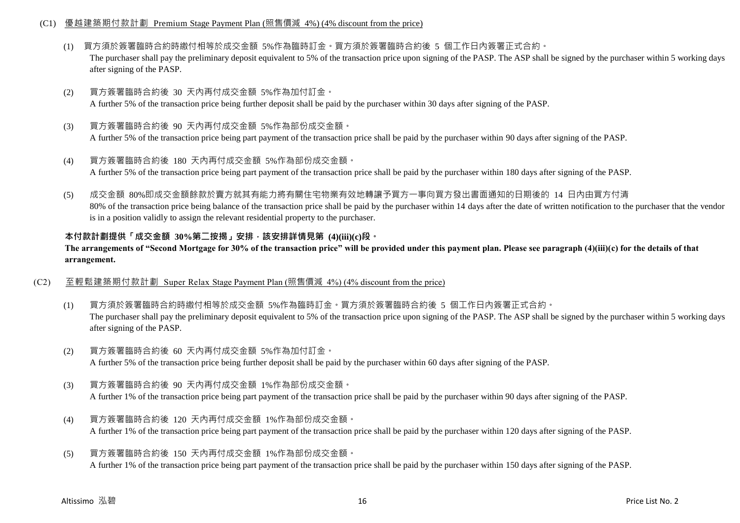(C1) 優越建築期付款計劃 Premium Stage Payment Plan (照售價減 4%) (4% discount from the price)

(1) 買方須於簽署臨時合約時繳付相等於成交金額 5%作為臨時訂金。買方須於簽署臨時合約後 5 個工作日內簽署正式合約。
The purchaser shall pay the preliminary deposit equivalent to 5% of the transaction price upon signing of the PASP. The ASP shall be signed by the purchaser within 5 working days after signing of the PASP.

(2) 買方簽署臨時合約後 30 天內再付成交金額 5%作為加付訂金。
A further 5% of the transaction price being further deposit shall be paid by the purchaser within 30 days after signing of the PASP.

(3) 買方簽署臨時合約後 90 天內再付成交金額 5%作為部份成交金額。
A further 5% of the transaction price being part payment of the transaction price shall be paid by the purchaser within 90 days after signing of the PASP.

(4) 買方簽署臨時合約後 180 天內再付成交金額 5%作為部份成交金額。
A further 5% of the transaction price being part payment of the transaction price shall be paid by the purchaser within 180 days after signing of the PASP.

(5) 成交金額 80%即成交金額餘款於賣方就其有能力將有關住宅物業有效地轉讓予買方一事向買方發出書面通知的日期後的 14 日內由買方付清
80% of the transaction price being balance of the transaction price shall be paid by the purchaser within 14 days after the date of written notification to the purchaser that the vendor is in a position validly to assign the relevant residential property to the purchaser.

**本付款計劃提供「成交金額 30%第二按揭」安排，該安排詳情見第 (4)(iii)(c)段。**
**The arrangements of "Second Mortgage for 30% of the transaction price" will be provided under this payment plan. Please see paragraph (4)(iii)(c) for the details of that arrangement.**

(C2) 至輕鬆建築期付款計劃 Super Relax Stage Payment Plan (照售價減 4%) (4% discount from the price)

(1) 買方須於簽署臨時合約時繳付相等於成交金額 5%作為臨時訂金。買方須於簽署臨時合約後 5 個工作日內簽署正式合約。
The purchaser shall pay the preliminary deposit equivalent to 5% of the transaction price upon signing of the PASP. The ASP shall be signed by the purchaser within 5 working days after signing of the PASP.

(2) 買方簽署臨時合約後 60 天內再付成交金額 5%作為加付訂金。
A further 5% of the transaction price being further deposit shall be paid by the purchaser within 60 days after signing of the PASP.

(3) 買方簽署臨時合約後 90 天內再付成交金額 1%作為部份成交金額。
A further 1% of the transaction price being part payment of the transaction price shall be paid by the purchaser within 90 days after signing of the PASP.

(4) 買方簽署臨時合約後 120 天內再付成交金額 1%作為部份成交金額。
A further 1% of the transaction price being part payment of the transaction price shall be paid by the purchaser within 120 days after signing of the PASP.

(5) 買方簽署臨時合約後 150 天內再付成交金額 1%作為部份成交金額。
A further 1% of the transaction price being part payment of the transaction price shall be paid by the purchaser within 150 days after signing of the PASP.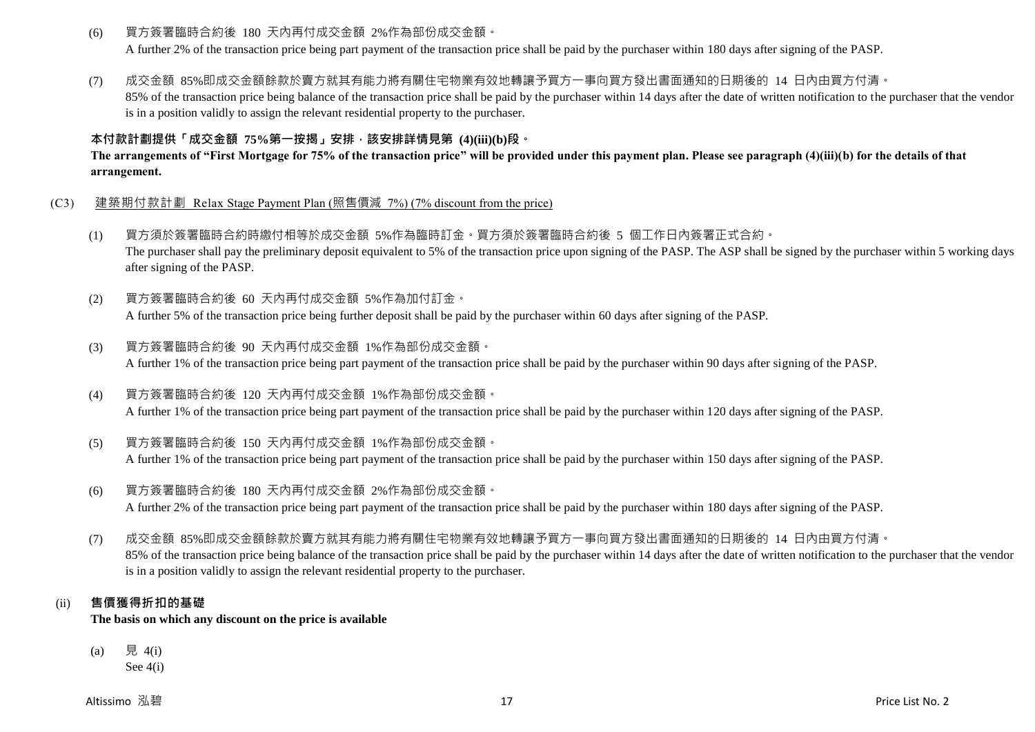(6) 買方簽署臨時合約後 180 天內再付成交金額 2%作為部份成交金額。
A further 2% of the transaction price being part payment of the transaction price shall be paid by the purchaser within 180 days after signing of the PASP.

(7) 成交金額 85%即成交金額餘款於賣方就其有能力將有關住宅物業有效地轉讓予買方一事向買方發出書面通知的日期後的 14 日內由買方付清。
85% of the transaction price being balance of the transaction price shall be paid by the purchaser within 14 days after the date of written notification to the purchaser that the vendor is in a position validly to assign the relevant residential property to the purchaser.

**本付款計劃提供「成交金額 75%第一按揭」安排，該安排詳情見第 (4)(iii)(b)段。**
**The arrangements of "First Mortgage for 75% of the transaction price" will be provided under this payment plan. Please see paragraph (4)(iii)(b) for the details of that arrangement.**

(C3) 建築期付款計劃 Relax Stage Payment Plan (照售價減 7%) (7% discount from the price)

(1) 買方須於簽署臨時合約時繳付相等於成交金額 5%作為臨時訂金。買方須於簽署臨時合約後 5 個工作日內簽署正式合約。
The purchaser shall pay the preliminary deposit equivalent to 5% of the transaction price upon signing of the PASP. The ASP shall be signed by the purchaser within 5 working days after signing of the PASP.

(2) 買方簽署臨時合約後 60 天內再付成交金額 5%作為加付訂金。
A further 5% of the transaction price being further deposit shall be paid by the purchaser within 60 days after signing of the PASP.

(3) 買方簽署臨時合約後 90 天內再付成交金額 1%作為部份成交金額。
A further 1% of the transaction price being part payment of the transaction price shall be paid by the purchaser within 90 days after signing of the PASP.

(4) 買方簽署臨時合約後 120 天內再付成交金額 1%作為部份成交金額。
A further 1% of the transaction price being part payment of the transaction price shall be paid by the purchaser within 120 days after signing of the PASP.

(5) 買方簽署臨時合約後 150 天內再付成交金額 1%作為部份成交金額。
A further 1% of the transaction price being part payment of the transaction price shall be paid by the purchaser within 150 days after signing of the PASP.

(6) 買方簽署臨時合約後 180 天內再付成交金額 2%作為部份成交金額。
A further 2% of the transaction price being part payment of the transaction price shall be paid by the purchaser within 180 days after signing of the PASP.

(7) 成交金額 85%即成交金額餘款於賣方就其有能力將有關住宅物業有效地轉讓予買方一事向買方發出書面通知的日期後的 14 日內由買方付清。
85% of the transaction price being balance of the transaction price shall be paid by the purchaser within 14 days after the date of written notification to the purchaser that the vendor is in a position validly to assign the relevant residential property to the purchaser.

(ii) **售價獲得折扣的基礎**
**The basis on which any discount on the price is available**

(a) 見 4(i)
See 4(i)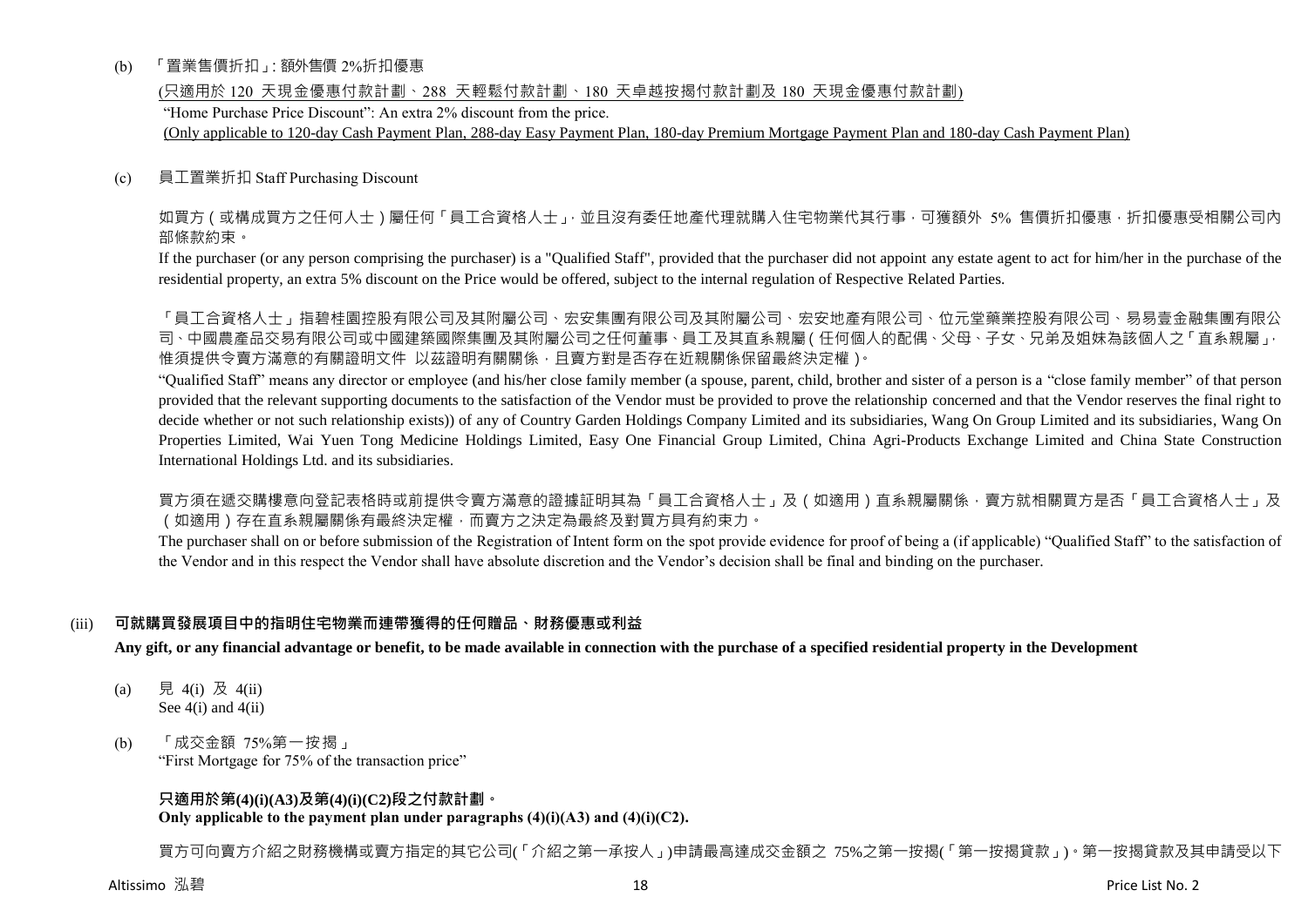(b) 「置業售價折扣」: 額外售價 2%折扣優惠

(只適用於 120 天現金優惠付款計劃、288 天輕鬆付款計劃、180 天卓越按揭付款計劃及 180 天現金優惠付款計劃)

"Home Purchase Price Discount": An extra 2% discount from the price.

(Only applicable to 120-day Cash Payment Plan, 288-day Easy Payment Plan, 180-day Premium Mortgage Payment Plan and 180-day Cash Payment Plan)

(c) 員工置業折扣 Staff Purchasing Discount

如買方(或構成買方之任何人士)屬任何「員工合資格人士」，並且沒有委任地產代理就購入住宅物業代其行事，可獲額外 5% 售價折扣優惠，折扣優惠受相關公司內部條款約束。

If the purchaser (or any person comprising the purchaser) is a "Qualified Staff", provided that the purchaser did not appoint any estate agent to act for him/her in the purchase of the residential property, an extra 5% discount on the Price would be offered, subject to the internal regulation of Respective Related Parties.

「員工合資格人士」指碧桂園控股有限公司及其附屬公司、宏安集團有限公司及其附屬公司、宏安地產有限公司、位元堂藥業控股有限公司、易易壹金融集團有限公司、中國農產品交易有限公司或中國建築國際集團及其附屬公司之任何董事、員工及其直系親屬(任何個人的配偶、父母、子女、兄弟及姐妹為該個人之「直系親屬」，惟須提供令賣方滿意的有關證明文件 以茲證明有關關係，且賣方對是否存在近親關係保留最終決定權)。

"Qualified Staff" means any director or employee (and his/her close family member (a spouse, parent, child, brother and sister of a person is a "close family member" of that person provided that the relevant supporting documents to the satisfaction of the Vendor must be provided to prove the relationship concerned and that the Vendor reserves the final right to decide whether or not such relationship exists)) of any of Country Garden Holdings Company Limited and its subsidiaries, Wang On Group Limited and its subsidiaries, Wang On Properties Limited, Wai Yuen Tong Medicine Holdings Limited, Easy One Financial Group Limited, China Agri-Products Exchange Limited and China State Construction International Holdings Ltd. and its subsidiaries.

買方須在遞交購樓意向登記表格時或前提供令賣方滿意的證據証明其為「員工合資格人士」及(如適用)直系親屬關係，賣方就相關買方是否「員工合資格人士」及(如適用)存在直系親屬關係有最終決定權，而賣方之決定為最終及對買方具有約束力。

The purchaser shall on or before submission of the Registration of Intent form on the spot provide evidence for proof of being a (if applicable) "Qualified Staff" to the satisfaction of the Vendor and in this respect the Vendor shall have absolute discretion and the Vendor's decision shall be final and binding on the purchaser.

## (iii) 可就購買發展項目中的指明住宅物業而連帶獲得的任何贈品、財務優惠或利益

**Any gift, or any financial advantage or benefit, to be made available in connection with the purchase of a specified residential property in the Development**

(a) 見 4(i) 及 4(ii)
See 4(i) and 4(ii)

(b) 「成交金額 75%第一按揭」
"First Mortgage for 75% of the transaction price"

**只適用於第(4)(i)(A3)及第(4)(i)(C2)段之付款計劃。**
**Only applicable to the payment plan under paragraphs (4)(i)(A3) and (4)(i)(C2).**

買方可向賣方介紹之財務機構或賣方指定的其它公司(「介紹之第一承按人」)申請最高達成交金額之 75%之第一按揭(「第一按揭貸款」)。第一按揭貸款及其申請受以下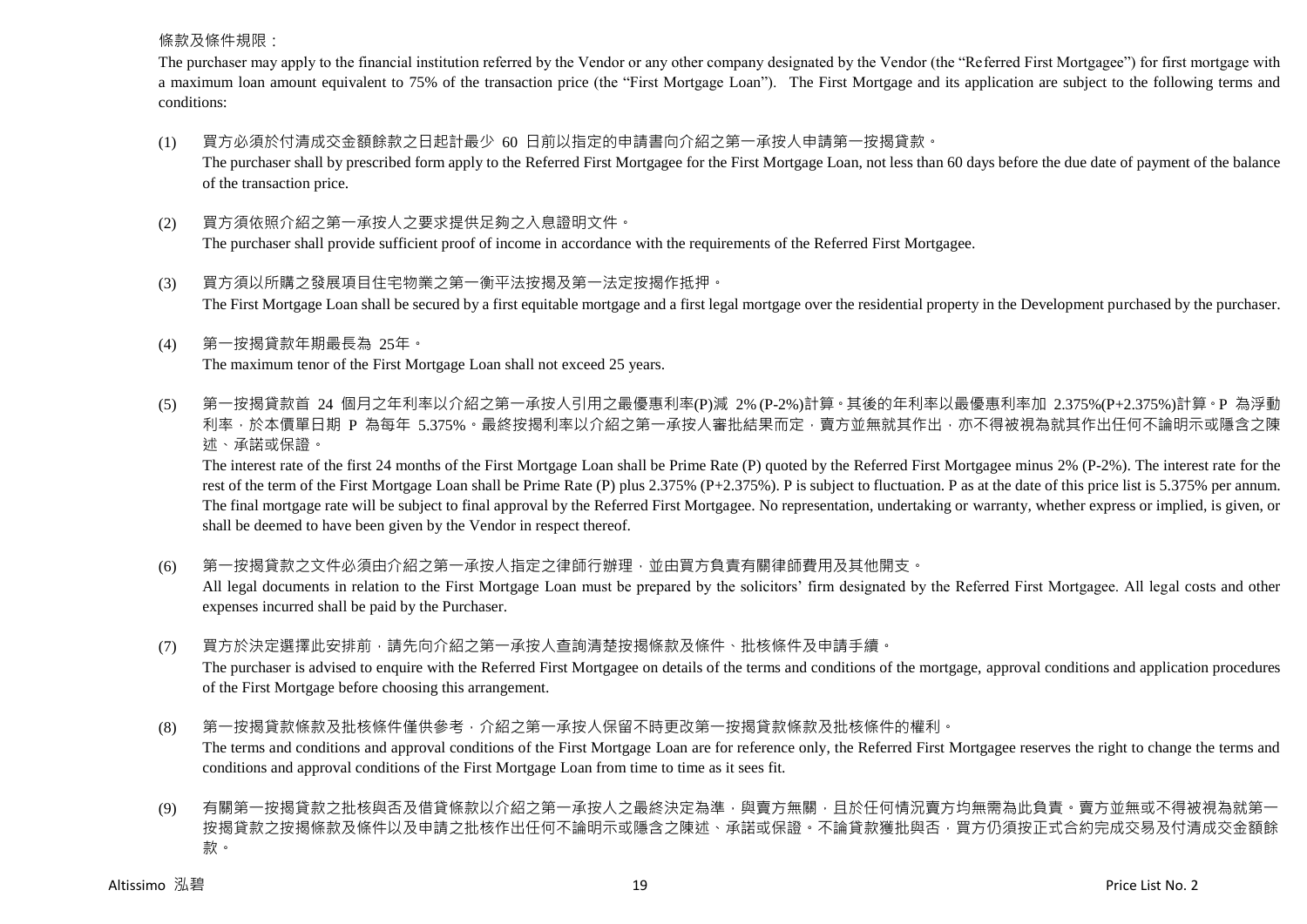條款及條件規限：

The purchaser may apply to the financial institution referred by the Vendor or any other company designated by the Vendor (the "Referred First Mortgagee") for first mortgage with a maximum loan amount equivalent to 75% of the transaction price (the "First Mortgage Loan"). The First Mortgage and its application are subject to the following terms and conditions:

(1) 買方必須於付清成交金額餘款之日起計最少 60 日前以指定的申請書向介紹之第一承按人申請第一按揭貸款。
The purchaser shall by prescribed form apply to the Referred First Mortgagee for the First Mortgage Loan, not less than 60 days before the due date of payment of the balance of the transaction price.

(2) 買方須依照介紹之第一承按人之要求提供足夠之入息證明文件。
The purchaser shall provide sufficient proof of income in accordance with the requirements of the Referred First Mortgagee.

(3) 買方須以所購之發展項目住宅物業之第一衡平法按揭及第一法定按揭作抵押。
The First Mortgage Loan shall be secured by a first equitable mortgage and a first legal mortgage over the residential property in the Development purchased by the purchaser.

(4) 第一按揭貸款年期最長為 25年。
The maximum tenor of the First Mortgage Loan shall not exceed 25 years.

(5) 第一按揭貸款首 24 個月之年利率以介紹之第一承按人引用之最優惠利率(P)減 2% (P-2%)計算。其後的年利率以最優惠利率加 2.375%(P+2.375%)計算。P 為浮動利率，於本價單日期 P 為每年 5.375%。最終按揭利率以介紹之第一承按人審批結果而定，賣方並無就其作出，亦不得被視為就其作出任何不論明示或隱含之陳述、承諾或保證。
The interest rate of the first 24 months of the First Mortgage Loan shall be Prime Rate (P) quoted by the Referred First Mortgagee minus 2% (P-2%). The interest rate for the rest of the term of the First Mortgage Loan shall be Prime Rate (P) plus 2.375% (P+2.375%). P is subject to fluctuation. P as at the date of this price list is 5.375% per annum. The final mortgage rate will be subject to final approval by the Referred First Mortgagee. No representation, undertaking or warranty, whether express or implied, is given, or shall be deemed to have been given by the Vendor in respect thereof.

(6) 第一按揭貸款之文件必須由介紹之第一承按人指定之律師行辦理，並由買方負責有關律師費用及其他開支。
All legal documents in relation to the First Mortgage Loan must be prepared by the solicitors' firm designated by the Referred First Mortgagee. All legal costs and other expenses incurred shall be paid by the Purchaser.

(7) 買方於決定選擇此安排前，請先向介紹之第一承按人查詢清楚按揭條款及條件、批核條件及申請手續。
The purchaser is advised to enquire with the Referred First Mortgagee on details of the terms and conditions of the mortgage, approval conditions and application procedures of the First Mortgage before choosing this arrangement.

(8) 第一按揭貸款條款及批核條件僅供參考，介紹之第一承按人保留不時更改第一按揭貸款條款及批核條件的權利。
The terms and conditions and approval conditions of the First Mortgage Loan are for reference only, the Referred First Mortgagee reserves the right to change the terms and conditions and approval conditions of the First Mortgage Loan from time to time as it sees fit.

(9) 有關第一按揭貸款之批核與否及借貸條款以介紹之第一承按人之最終決定為準，與賣方無關，且於任何情況賣方均無需為此負責。賣方並無或不得被視為就第一按揭貸款之按揭條款及條件以及申請之批核作出任何不論明示或隱含之陳述、承諾或保證。不論貸款獲批與否，買方仍須按正式合約完成交易及付清成交金額餘款。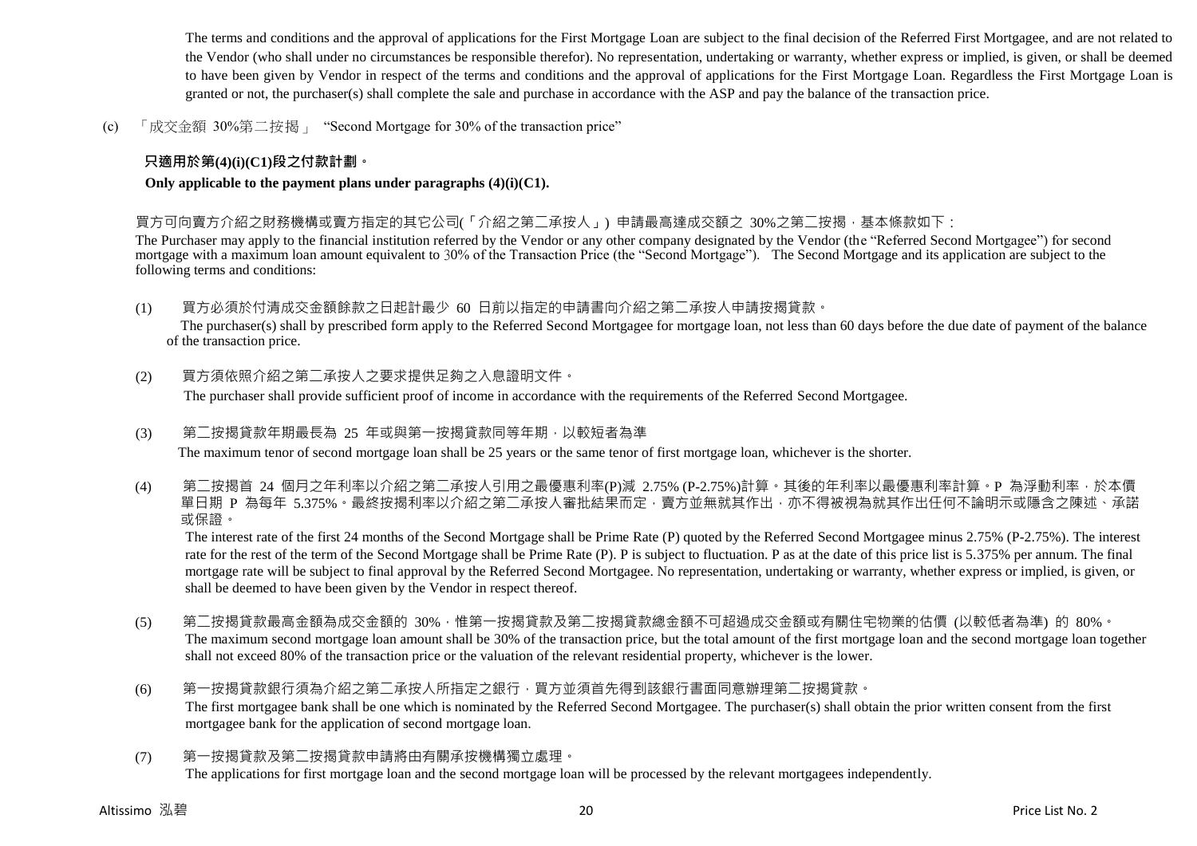The terms and conditions and the approval of applications for the First Mortgage Loan are subject to the final decision of the Referred First Mortgagee, and are not related to the Vendor (who shall under no circumstances be responsible therefor). No representation, undertaking or warranty, whether express or implied, is given, or shall be deemed to have been given by Vendor in respect of the terms and conditions and the approval of applications for the First Mortgage Loan. Regardless the First Mortgage Loan is granted or not, the purchaser(s) shall complete the sale and purchase in accordance with the ASP and pay the balance of the transaction price.

(c) 「成交金額 30%第二按揭」 "Second Mortgage for 30% of the transaction price"

**只適用於第(4)(i)(C1)段之付款計劃。**

**Only applicable to the payment plans under paragraphs (4)(i)(C1).**

買方可向賣方介紹之財務機構或賣方指定的其它公司(「介紹之第二承按人」) 申請最高達成交額之 30%之第二按揭，基本條款如下：

The Purchaser may apply to the financial institution referred by the Vendor or any other company designated by the Vendor (the "Referred Second Mortgagee") for second mortgage with a maximum loan amount equivalent to 30% of the Transaction Price (the "Second Mortgage"). The Second Mortgage and its application are subject to the following terms and conditions:

(1) 買方必須於付清成交金額餘款之日起計最少 60 日前以指定的申請書向介紹之第二承按人申請按揭貸款。
The purchaser(s) shall by prescribed form apply to the Referred Second Mortgagee for mortgage loan, not less than 60 days before the due date of payment of the balance of the transaction price.

(2) 買方須依照介紹之第二承按人之要求提供足夠之入息證明文件。
The purchaser shall provide sufficient proof of income in accordance with the requirements of the Referred Second Mortgagee.

(3) 第二按揭貸款年期最長為 25 年或與第一按揭貸款同等年期，以較短者為準
The maximum tenor of second mortgage loan shall be 25 years or the same tenor of first mortgage loan, whichever is the shorter.

(4) 第二按揭首 24 個月之年利率以介紹之第二承按人引用之最優惠利率(P)減 2.75% (P-2.75%)計算。其後的年利率以最優惠利率計算。P 為浮動利率，於本價單日期 P 為每年 5.375%。最終按揭利率以介紹之第二承按人審批結果而定，賣方並無就其作出，亦不得被視為就其作出任何不論明示或隱含之陳述、承諾或保證。
The interest rate of the first 24 months of the Second Mortgage shall be Prime Rate (P) quoted by the Referred Second Mortgagee minus 2.75% (P-2.75%). The interest rate for the rest of the term of the Second Mortgage shall be Prime Rate (P). P is subject to fluctuation. P as at the date of this price list is 5.375% per annum. The final mortgage rate will be subject to final approval by the Referred Second Mortgagee. No representation, undertaking or warranty, whether express or implied, is given, or shall be deemed to have been given by the Vendor in respect thereof.

(5) 第二按揭貸款最高金額為成交金額的 30%，惟第一按揭貸款及第二按揭貸款總金額不可超過成交金額或有關住宅物業的估價 (以較低者為準) 的 80%。
The maximum second mortgage loan amount shall be 30% of the transaction price, but the total amount of the first mortgage loan and the second mortgage loan together shall not exceed 80% of the transaction price or the valuation of the relevant residential property, whichever is the lower.

(6) 第一按揭貸款銀行須為介紹之第二承按人所指定之銀行，買方並須首先得到該銀行書面同意辦理第二按揭貸款。
The first mortgagee bank shall be one which is nominated by the Referred Second Mortgagee. The purchaser(s) shall obtain the prior written consent from the first mortgagee bank for the application of second mortgage loan.

(7) 第一按揭貸款及第二按揭貸款申請將由有關承按機構獨立處理。
The applications for first mortgage loan and the second mortgage loan will be processed by the relevant mortgagees independently.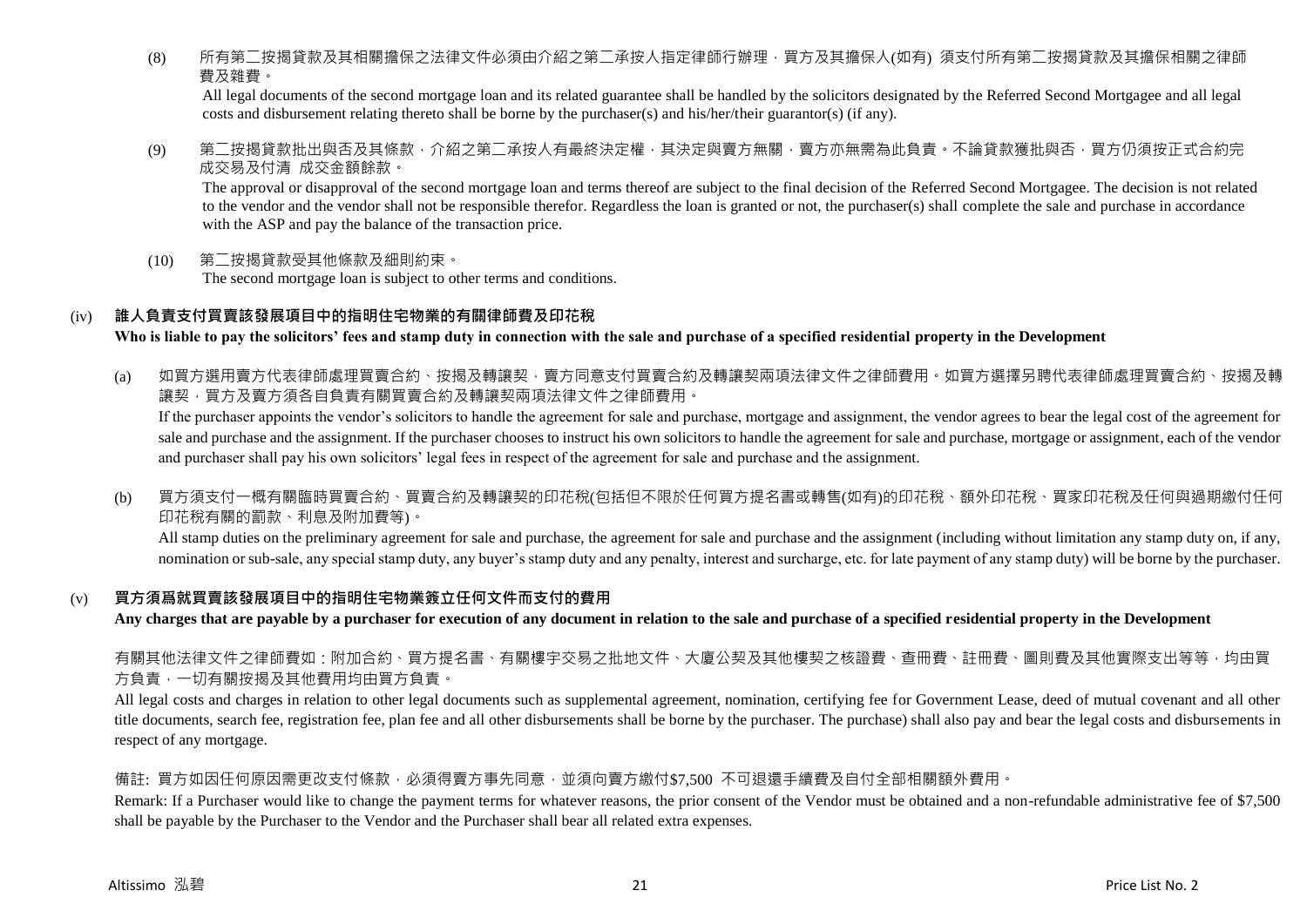(8) 所有第二按揭貸款及其相關擔保之法律文件必須由介紹之第二承按人指定律師行辦理，買方及其擔保人(如有) 須支付所有第二按揭貸款及其擔保相關之律師費及雜費。

All legal documents of the second mortgage loan and its related guarantee shall be handled by the solicitors designated by the Referred Second Mortgagee and all legal costs and disbursement relating thereto shall be borne by the purchaser(s) and his/her/their guarantor(s) (if any).

(9) 第二按揭貸款批出與否及其條款，介紹之第二承按人有最終決定權，其決定與賣方無關，賣方亦無需為此負責。不論貸款獲批與否，買方仍須按正式合約完成交易及付清 成交金額餘款。

The approval or disapproval of the second mortgage loan and terms thereof are subject to the final decision of the Referred Second Mortgagee. The decision is not related to the vendor and the vendor shall not be responsible therefor. Regardless the loan is granted or not, the purchaser(s) shall complete the sale and purchase in accordance with the ASP and pay the balance of the transaction price.

(10) 第二按揭貸款受其他條款及細則約束。

The second mortgage loan is subject to other terms and conditions.

## (iv) 誰人負責支付買賣該發展項目中的指明住宅物業的有關律師費及印花稅

**Who is liable to pay the solicitors' fees and stamp duty in connection with the sale and purchase of a specified residential property in the Development**

(a) 如買方選用賣方代表律師處理買賣合約、按揭及轉讓契，賣方同意支付買賣合約及轉讓契兩項法律文件之律師費用。如買方選擇另聘代表律師處理買賣合約、按揭及轉讓契，買方及賣方須各自負責有關買賣合約及轉讓契兩項法律文件之律師費用。

If the purchaser appoints the vendor's solicitors to handle the agreement for sale and purchase, mortgage and assignment, the vendor agrees to bear the legal cost of the agreement for sale and purchase and the assignment. If the purchaser chooses to instruct his own solicitors to handle the agreement for sale and purchase, mortgage or assignment, each of the vendor and purchaser shall pay his own solicitors' legal fees in respect of the agreement for sale and purchase and the assignment.

(b) 買方須支付一概有關臨時買賣合約、買賣合約及轉讓契的印花稅(包括但不限於任何買方提名書或轉售(如有)的印花稅、額外印花稅、買家印花稅及任何與過期繳付任何印花稅有關的罰款、利息及附加費等)。

All stamp duties on the preliminary agreement for sale and purchase, the agreement for sale and purchase and the assignment (including without limitation any stamp duty on, if any, nomination or sub-sale, any special stamp duty, any buyer's stamp duty and any penalty, interest and surcharge, etc. for late payment of any stamp duty) will be borne by the purchaser.

## (v) 買方須爲就買賣該發展項目中的指明住宅物業簽立任何文件而支付的費用

**Any charges that are payable by a purchaser for execution of any document in relation to the sale and purchase of a specified residential property in the Development**

有關其他法律文件之律師費如：附加合約、買方提名書、有關樓宇交易之批地文件、大廈公契及其他樓契之核證費、查冊費、註冊費、圖則費及其他實際支出等等，均由買方負責，一切有關按揭及其他費用均由買方負責。

All legal costs and charges in relation to other legal documents such as supplemental agreement, nomination, certifying fee for Government Lease, deed of mutual covenant and all other title documents, search fee, registration fee, plan fee and all other disbursements shall be borne by the purchaser. The purchase) shall also pay and bear the legal costs and disbursements in respect of any mortgage.

備註: 買方如因任何原因需更改支付條款，必須得賣方事先同意，並須向賣方繳付$7,500 不可退還手續費及自付全部相關額外費用。

Remark: If a Purchaser would like to change the payment terms for whatever reasons, the prior consent of the Vendor must be obtained and a non-refundable administrative fee of $7,500 shall be payable by the Purchaser to the Vendor and the Purchaser shall bear all related extra expenses.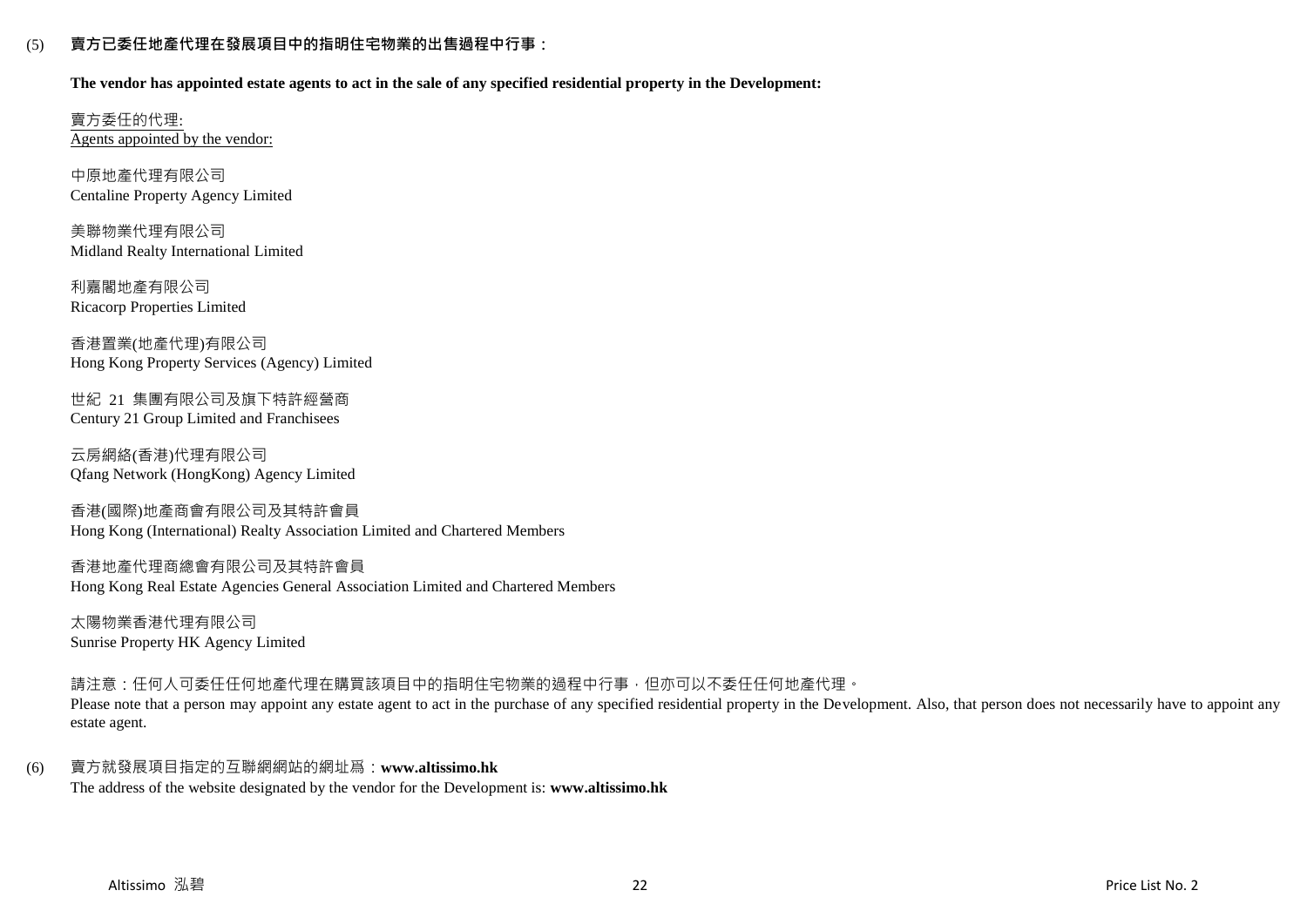(5) **賣方已委任地產代理在發展項目中的指明住宅物業的出售過程中行事：**

**The vendor has appointed estate agents to act in the sale of any specified residential property in the Development:**

賣方委任的代理:
Agents appointed by the vendor:

中原地產代理有限公司
Centaline Property Agency Limited

美聯物業代理有限公司
Midland Realty International Limited

利嘉閣地產有限公司
Ricacorp Properties Limited

香港置業(地產代理)有限公司
Hong Kong Property Services (Agency) Limited

世紀 21 集團有限公司及旗下特許經營商
Century 21 Group Limited and Franchisees

云房網絡(香港)代理有限公司
Qfang Network (HongKong) Agency Limited

香港(國際)地產商會有限公司及其特許會員
Hong Kong (International) Realty Association Limited and Chartered Members

香港地產代理商總會有限公司及其特許會員
Hong Kong Real Estate Agencies General Association Limited and Chartered Members

太陽物業香港代理有限公司
Sunrise Property HK Agency Limited

請注意：任何人可委任任何地產代理在購買該項目中的指明住宅物業的過程中行事，但亦可以不委任任何地產代理。
Please note that a person may appoint any estate agent to act in the purchase of any specified residential property in the Development. Also, that person does not necessarily have to appoint any estate agent.

(6) 賣方就發展項目指定的互聯網網站的網址爲：**www.altissimo.hk**
The address of the website designated by the vendor for the Development is: **www.altissimo.hk**